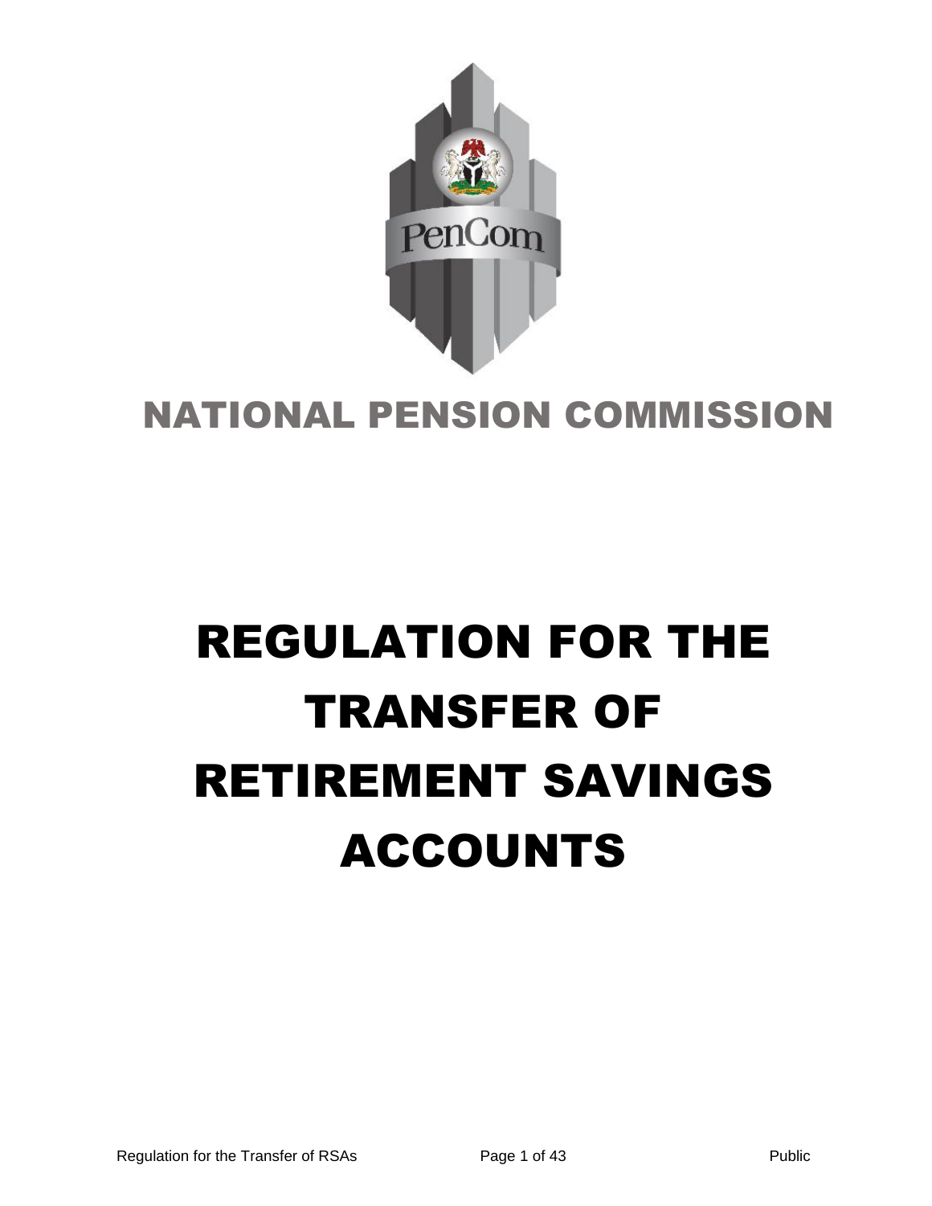# NATIONAL PENSION COMMISSION

# REGULATION FOR THE TRANSFER OF RETIREMENT SAVINGS ACCOUNTS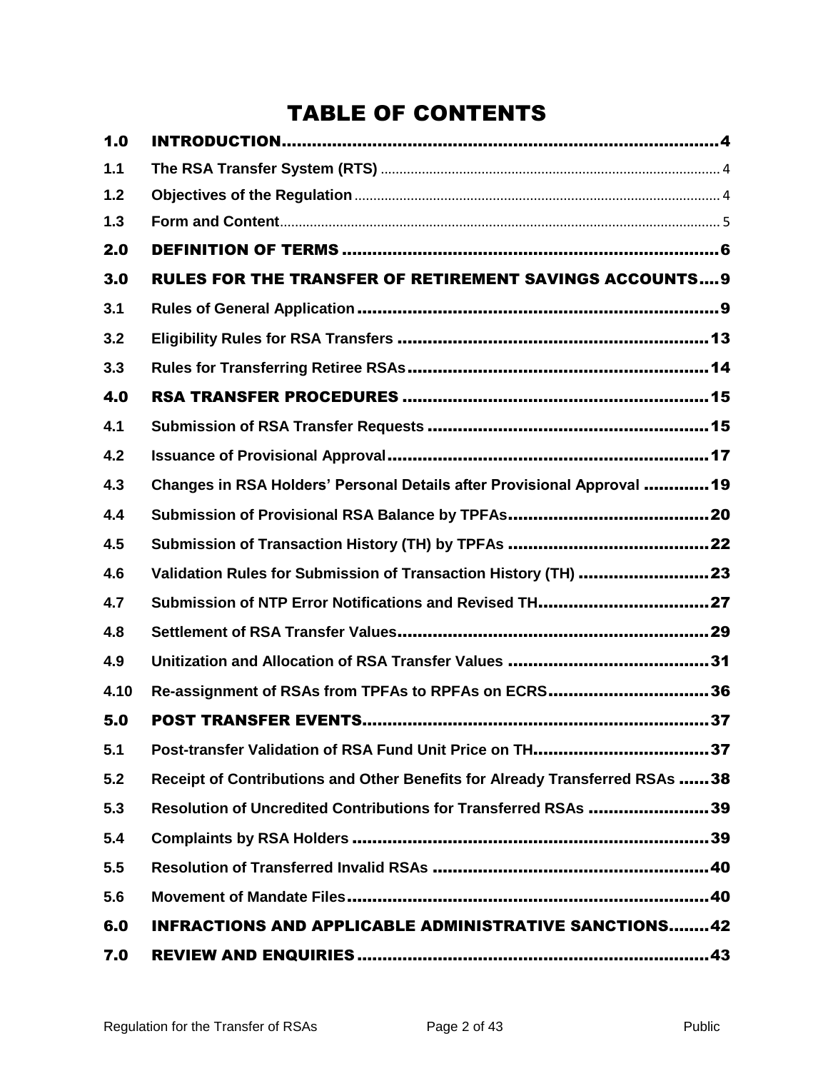# TABLE OF CONTENTS

| | | |
|---|---|---|
| **1.0** | **INTRODUCTION** | **4** |
| 1.1 | The RSA Transfer System (RTS) | 4 |
| 1.2 | Objectives of the Regulation | 4 |
| 1.3 | Form and Content | 5 |
| **2.0** | **DEFINITION OF TERMS** | **6** |
| **3.0** | **RULES FOR THE TRANSFER OF RETIREMENT SAVINGS ACCOUNTS** | **9** |
| 3.1 | Rules of General Application | 9 |
| 3.2 | Eligibility Rules for RSA Transfers | 13 |
| 3.3 | Rules for Transferring Retiree RSAs | 14 |
| **4.0** | **RSA TRANSFER PROCEDURES** | **15** |
| 4.1 | Submission of RSA Transfer Requests | 15 |
| 4.2 | Issuance of Provisional Approval | 17 |
| 4.3 | Changes in RSA Holders' Personal Details after Provisional Approval | 19 |
| 4.4 | Submission of Provisional RSA Balance by TPFAs | 20 |
| 4.5 | Submission of Transaction History (TH) by TPFAs | 22 |
| 4.6 | Validation Rules for Submission of Transaction History (TH) | 23 |
| 4.7 | Submission of NTP Error Notifications and Revised TH | 27 |
| 4.8 | Settlement of RSA Transfer Values | 29 |
| 4.9 | Unitization and Allocation of RSA Transfer Values | 31 |
| 4.10 | Re-assignment of RSAs from TPFAs to RPFAs on ECRS | 36 |
| **5.0** | **POST TRANSFER EVENTS** | **37** |
| 5.1 | Post-transfer Validation of RSA Fund Unit Price on TH | 37 |
| 5.2 | Receipt of Contributions and Other Benefits for Already Transferred RSAs | 38 |
| 5.3 | Resolution of Uncredited Contributions for Transferred RSAs | 39 |
| 5.4 | Complaints by RSA Holders | 39 |
| 5.5 | Resolution of Transferred Invalid RSAs | 40 |
| 5.6 | Movement of Mandate Files | 40 |
| **6.0** | **INFRACTIONS AND APPLICABLE ADMINISTRATIVE SANCTIONS** | **42** |
| **7.0** | **REVIEW AND ENQUIRIES** | **43** |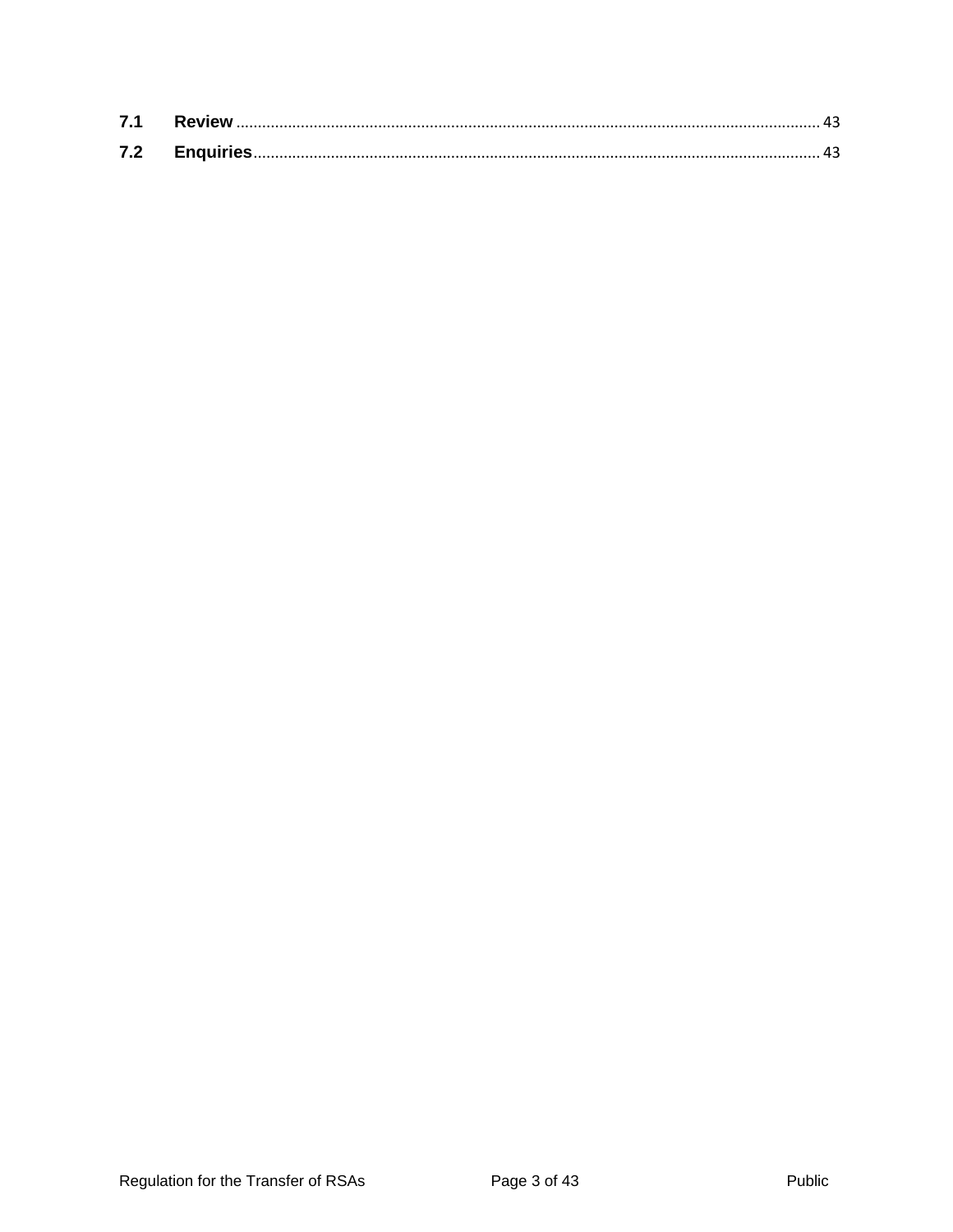**7.1 Review** ........................................................................................................................................ 43

**7.2 Enquiries** .................................................................................................................................. 43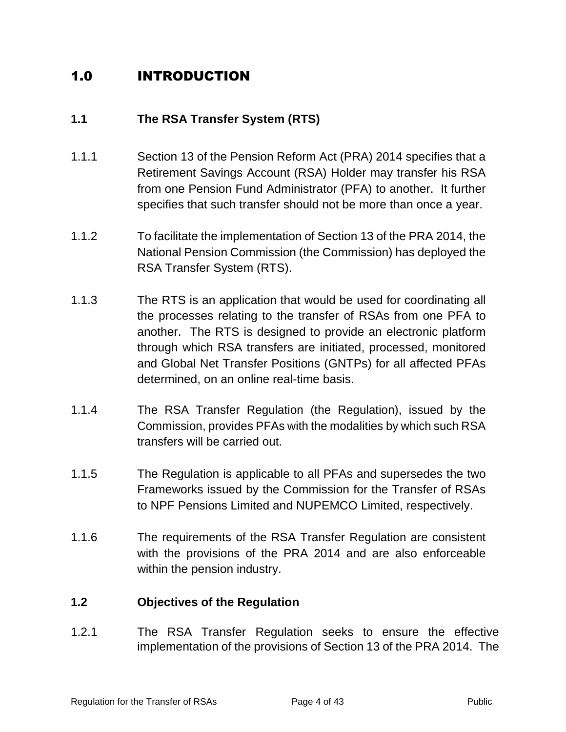# 1.0 INTRODUCTION

## 1.1 The RSA Transfer System (RTS)

1.1.1 Section 13 of the Pension Reform Act (PRA) 2014 specifies that a Retirement Savings Account (RSA) Holder may transfer his RSA from one Pension Fund Administrator (PFA) to another. It further specifies that such transfer should not be more than once a year.

1.1.2 To facilitate the implementation of Section 13 of the PRA 2014, the National Pension Commission (the Commission) has deployed the RSA Transfer System (RTS).

1.1.3 The RTS is an application that would be used for coordinating all the processes relating to the transfer of RSAs from one PFA to another. The RTS is designed to provide an electronic platform through which RSA transfers are initiated, processed, monitored and Global Net Transfer Positions (GNTPs) for all affected PFAs determined, on an online real-time basis.

1.1.4 The RSA Transfer Regulation (the Regulation), issued by the Commission, provides PFAs with the modalities by which such RSA transfers will be carried out.

1.1.5 The Regulation is applicable to all PFAs and supersedes the two Frameworks issued by the Commission for the Transfer of RSAs to NPF Pensions Limited and NUPEMCO Limited, respectively.

1.1.6 The requirements of the RSA Transfer Regulation are consistent with the provisions of the PRA 2014 and are also enforceable within the pension industry.

## 1.2 Objectives of the Regulation

1.2.1 The RSA Transfer Regulation seeks to ensure the effective implementation of the provisions of Section 13 of the PRA 2014. The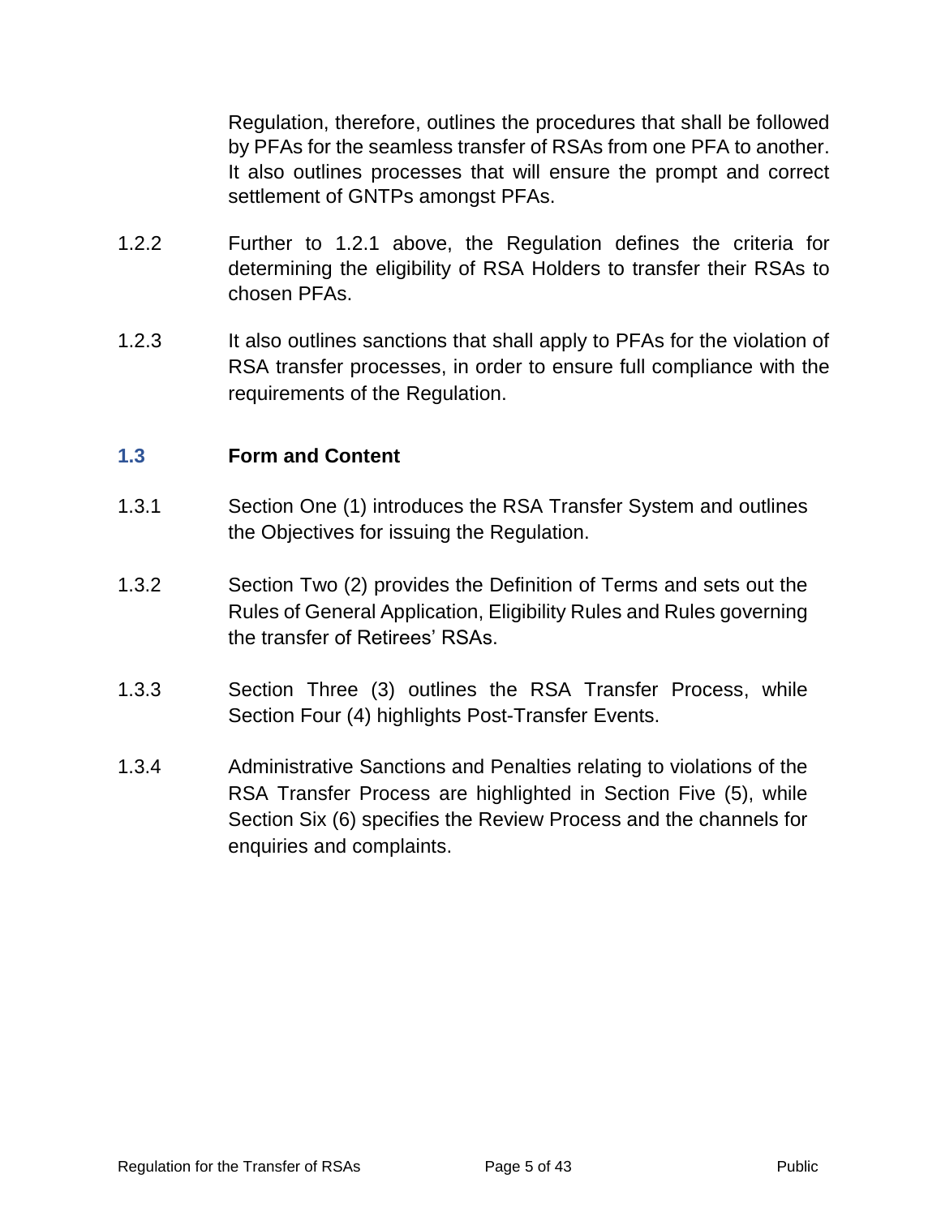Regulation, therefore, outlines the procedures that shall be followed by PFAs for the seamless transfer of RSAs from one PFA to another. It also outlines processes that will ensure the prompt and correct settlement of GNTPs amongst PFAs.

1.2.2 Further to 1.2.1 above, the Regulation defines the criteria for determining the eligibility of RSA Holders to transfer their RSAs to chosen PFAs.

1.2.3 It also outlines sanctions that shall apply to PFAs for the violation of RSA transfer processes, in order to ensure full compliance with the requirements of the Regulation.

### 1.3 Form and Content

1.3.1 Section One (1) introduces the RSA Transfer System and outlines the Objectives for issuing the Regulation.

1.3.2 Section Two (2) provides the Definition of Terms and sets out the Rules of General Application, Eligibility Rules and Rules governing the transfer of Retirees' RSAs.

1.3.3 Section Three (3) outlines the RSA Transfer Process, while Section Four (4) highlights Post-Transfer Events.

1.3.4 Administrative Sanctions and Penalties relating to violations of the RSA Transfer Process are highlighted in Section Five (5), while Section Six (6) specifies the Review Process and the channels for enquiries and complaints.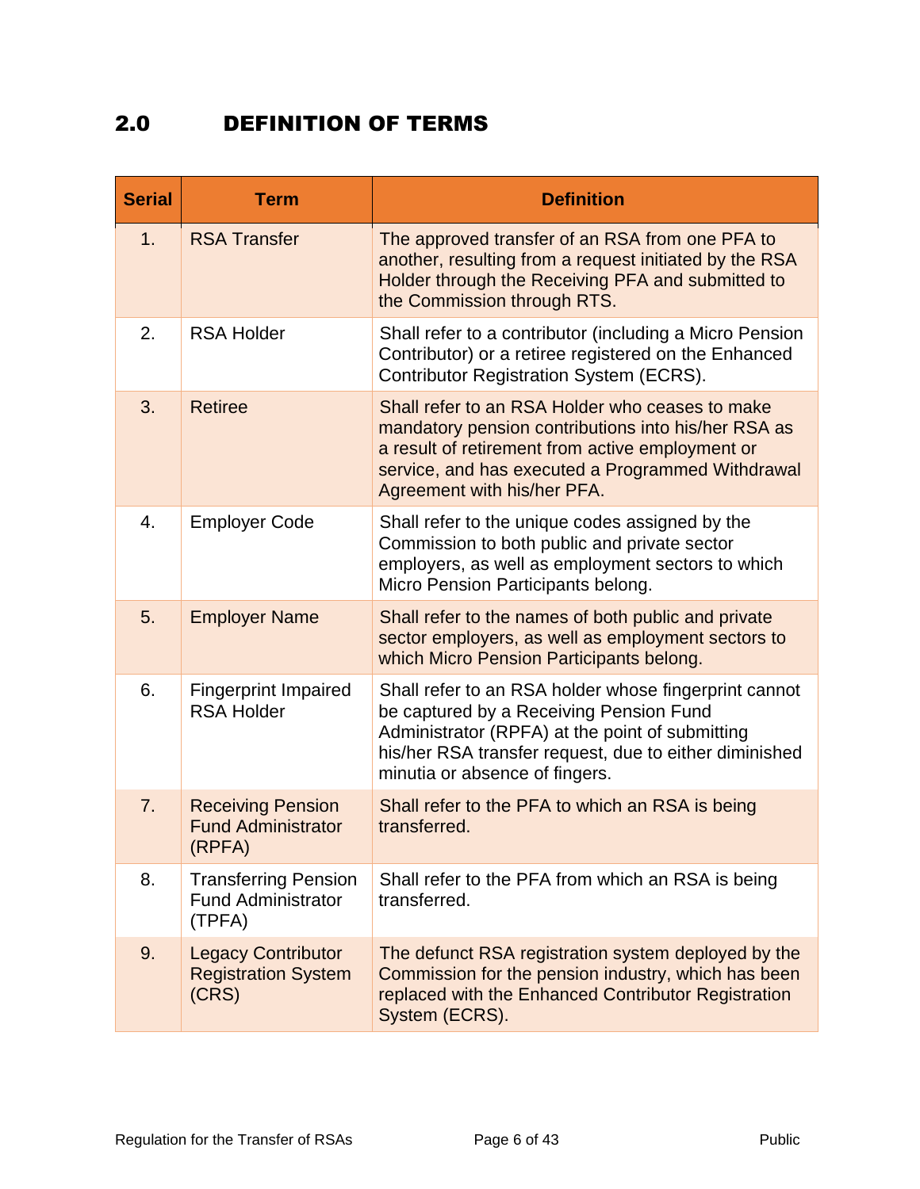## 2.0 DEFINITION OF TERMS

| Serial | Term | Definition |
| --- | --- | --- |
| 1. | RSA Transfer | The approved transfer of an RSA from one PFA to another, resulting from a request initiated by the RSA Holder through the Receiving PFA and submitted to the Commission through RTS. |
| 2. | RSA Holder | Shall refer to a contributor (including a Micro Pension Contributor) or a retiree registered on the Enhanced Contributor Registration System (ECRS). |
| 3. | Retiree | Shall refer to an RSA Holder who ceases to make mandatory pension contributions into his/her RSA as a result of retirement from active employment or service, and has executed a Programmed Withdrawal Agreement with his/her PFA. |
| 4. | Employer Code | Shall refer to the unique codes assigned by the Commission to both public and private sector employers, as well as employment sectors to which Micro Pension Participants belong. |
| 5. | Employer Name | Shall refer to the names of both public and private sector employers, as well as employment sectors to which Micro Pension Participants belong. |
| 6. | Fingerprint Impaired RSA Holder | Shall refer to an RSA holder whose fingerprint cannot be captured by a Receiving Pension Fund Administrator (RPFA) at the point of submitting his/her RSA transfer request, due to either diminished minutia or absence of fingers. |
| 7. | Receiving Pension Fund Administrator (RPFA) | Shall refer to the PFA to which an RSA is being transferred. |
| 8. | Transferring Pension Fund Administrator (TPFA) | Shall refer to the PFA from which an RSA is being transferred. |
| 9. | Legacy Contributor Registration System (CRS) | The defunct RSA registration system deployed by the Commission for the pension industry, which has been replaced with the Enhanced Contributor Registration System (ECRS). |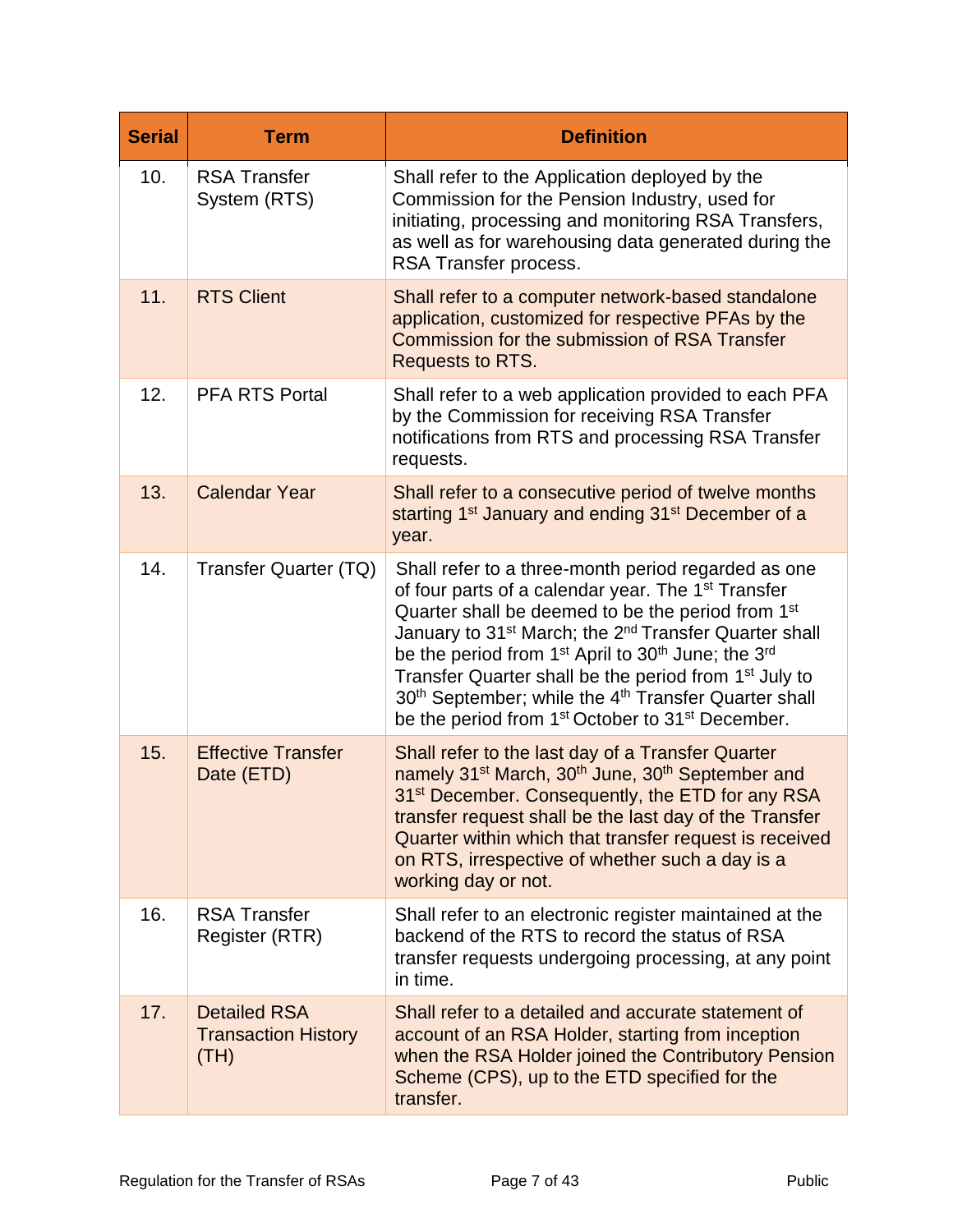| Serial | Term | Definition |
|---|---|---|
| 10. | RSA Transfer System (RTS) | Shall refer to the Application deployed by the Commission for the Pension Industry, used for initiating, processing and monitoring RSA Transfers, as well as for warehousing data generated during the RSA Transfer process. |
| 11. | RTS Client | Shall refer to a computer network-based standalone application, customized for respective PFAs by the Commission for the submission of RSA Transfer Requests to RTS. |
| 12. | PFA RTS Portal | Shall refer to a web application provided to each PFA by the Commission for receiving RSA Transfer notifications from RTS and processing RSA Transfer requests. |
| 13. | Calendar Year | Shall refer to a consecutive period of twelve months starting 1st January and ending 31st December of a year. |
| 14. | Transfer Quarter (TQ) | Shall refer to a three-month period regarded as one of four parts of a calendar year. The 1st Transfer Quarter shall be deemed to be the period from 1st January to 31st March; the 2nd Transfer Quarter shall be the period from 1st April to 30th June; the 3rd Transfer Quarter shall be the period from 1st July to 30th September; while the 4th Transfer Quarter shall be the period from 1st October to 31st December. |
| 15. | Effective Transfer Date (ETD) | Shall refer to the last day of a Transfer Quarter namely 31st March, 30th June, 30th September and 31st December. Consequently, the ETD for any RSA transfer request shall be the last day of the Transfer Quarter within which that transfer request is received on RTS, irrespective of whether such a day is a working day or not. |
| 16. | RSA Transfer Register (RTR) | Shall refer to an electronic register maintained at the backend of the RTS to record the status of RSA transfer requests undergoing processing, at any point in time. |
| 17. | Detailed RSA Transaction History (TH) | Shall refer to a detailed and accurate statement of account of an RSA Holder, starting from inception when the RSA Holder joined the Contributory Pension Scheme (CPS), up to the ETD specified for the transfer. |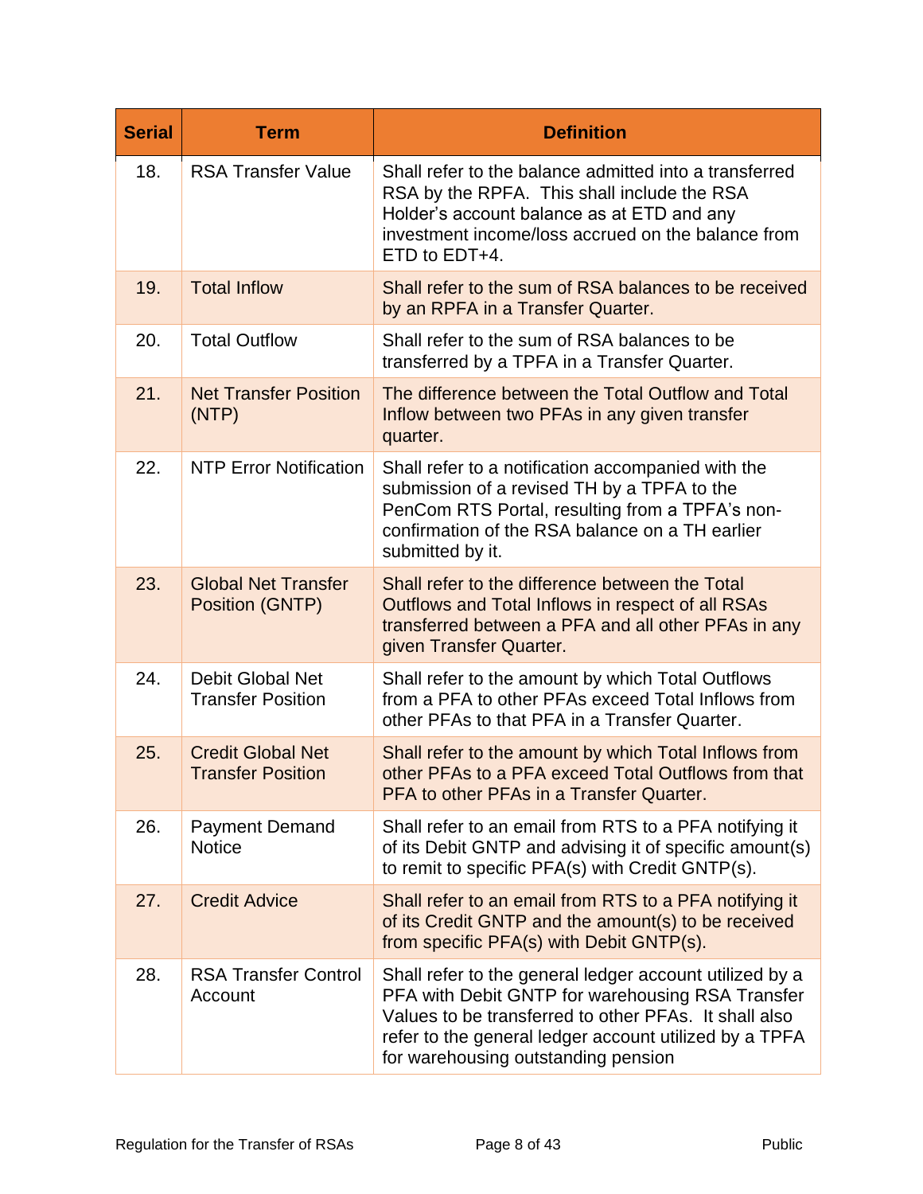| Serial | Term | Definition |
|---|---|---|
| 18. | RSA Transfer Value | Shall refer to the balance admitted into a transferred RSA by the RPFA. This shall include the RSA Holder's account balance as at ETD and any investment income/loss accrued on the balance from ETD to EDT+4. |
| 19. | Total Inflow | Shall refer to the sum of RSA balances to be received by an RPFA in a Transfer Quarter. |
| 20. | Total Outflow | Shall refer to the sum of RSA balances to be transferred by a TPFA in a Transfer Quarter. |
| 21. | Net Transfer Position (NTP) | The difference between the Total Outflow and Total Inflow between two PFAs in any given transfer quarter. |
| 22. | NTP Error Notification | Shall refer to a notification accompanied with the submission of a revised TH by a TPFA to the PenCom RTS Portal, resulting from a TPFA's non-confirmation of the RSA balance on a TH earlier submitted by it. |
| 23. | Global Net Transfer Position (GNTP) | Shall refer to the difference between the Total Outflows and Total Inflows in respect of all RSAs transferred between a PFA and all other PFAs in any given Transfer Quarter. |
| 24. | Debit Global Net Transfer Position | Shall refer to the amount by which Total Outflows from a PFA to other PFAs exceed Total Inflows from other PFAs to that PFA in a Transfer Quarter. |
| 25. | Credit Global Net Transfer Position | Shall refer to the amount by which Total Inflows from other PFAs to a PFA exceed Total Outflows from that PFA to other PFAs in a Transfer Quarter. |
| 26. | Payment Demand Notice | Shall refer to an email from RTS to a PFA notifying it of its Debit GNTP and advising it of specific amount(s) to remit to specific PFA(s) with Credit GNTP(s). |
| 27. | Credit Advice | Shall refer to an email from RTS to a PFA notifying it of its Credit GNTP and the amount(s) to be received from specific PFA(s) with Debit GNTP(s). |
| 28. | RSA Transfer Control Account | Shall refer to the general ledger account utilized by a PFA with Debit GNTP for warehousing RSA Transfer Values to be transferred to other PFAs. It shall also refer to the general ledger account utilized by a TPFA for warehousing outstanding pension |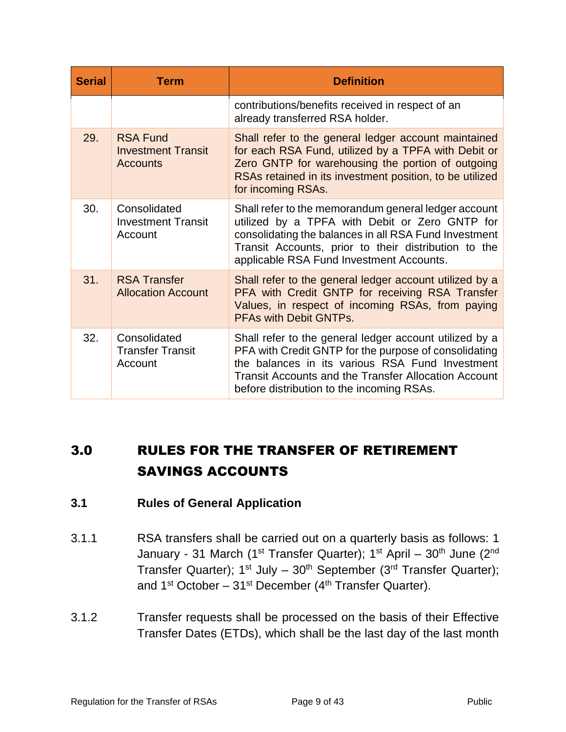| Serial | Term | Definition |
|---|---|---|
| | | contributions/benefits received in respect of an already transferred RSA holder. |
| 29. | RSA Fund Investment Transit Accounts | Shall refer to the general ledger account maintained for each RSA Fund, utilized by a TPFA with Debit or Zero GNTP for warehousing the portion of outgoing RSAs retained in its investment position, to be utilized for incoming RSAs. |
| 30. | Consolidated Investment Transit Account | Shall refer to the memorandum general ledger account utilized by a TPFA with Debit or Zero GNTP for consolidating the balances in all RSA Fund Investment Transit Accounts, prior to their distribution to the applicable RSA Fund Investment Accounts. |
| 31. | RSA Transfer Allocation Account | Shall refer to the general ledger account utilized by a PFA with Credit GNTP for receiving RSA Transfer Values, in respect of incoming RSAs, from paying PFAs with Debit GNTPs. |
| 32. | Consolidated Transfer Transit Account | Shall refer to the general ledger account utilized by a PFA with Credit GNTP for the purpose of consolidating the balances in its various RSA Fund Investment Transit Accounts and the Transfer Allocation Account before distribution to the incoming RSAs. |

# 3.0 RULES FOR THE TRANSFER OF RETIREMENT SAVINGS ACCOUNTS

## 3.1 Rules of General Application

3.1.1 RSA transfers shall be carried out on a quarterly basis as follows: 1 January - 31 March (1st Transfer Quarter); 1st April – 30th June (2nd Transfer Quarter); 1st July – 30th September (3rd Transfer Quarter); and 1st October – 31st December (4th Transfer Quarter).

3.1.2 Transfer requests shall be processed on the basis of their Effective Transfer Dates (ETDs), which shall be the last day of the last month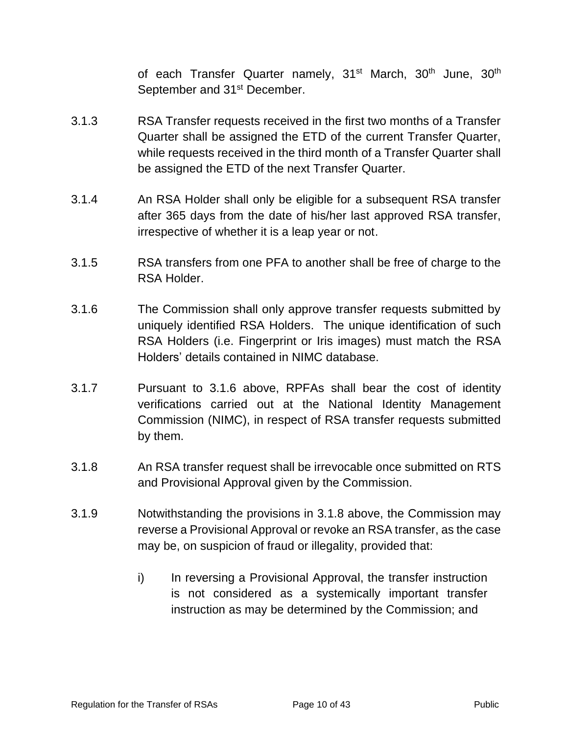of each Transfer Quarter namely, 31st March, 30th June, 30th September and 31st December.

3.1.3 RSA Transfer requests received in the first two months of a Transfer Quarter shall be assigned the ETD of the current Transfer Quarter, while requests received in the third month of a Transfer Quarter shall be assigned the ETD of the next Transfer Quarter.

3.1.4 An RSA Holder shall only be eligible for a subsequent RSA transfer after 365 days from the date of his/her last approved RSA transfer, irrespective of whether it is a leap year or not.

3.1.5 RSA transfers from one PFA to another shall be free of charge to the RSA Holder.

3.1.6 The Commission shall only approve transfer requests submitted by uniquely identified RSA Holders. The unique identification of such RSA Holders (i.e. Fingerprint or Iris images) must match the RSA Holders' details contained in NIMC database.

3.1.7 Pursuant to 3.1.6 above, RPFAs shall bear the cost of identity verifications carried out at the National Identity Management Commission (NIMC), in respect of RSA transfer requests submitted by them.

3.1.8 An RSA transfer request shall be irrevocable once submitted on RTS and Provisional Approval given by the Commission.

3.1.9 Notwithstanding the provisions in 3.1.8 above, the Commission may reverse a Provisional Approval or revoke an RSA transfer, as the case may be, on suspicion of fraud or illegality, provided that:

i) In reversing a Provisional Approval, the transfer instruction is not considered as a systemically important transfer instruction as may be determined by the Commission; and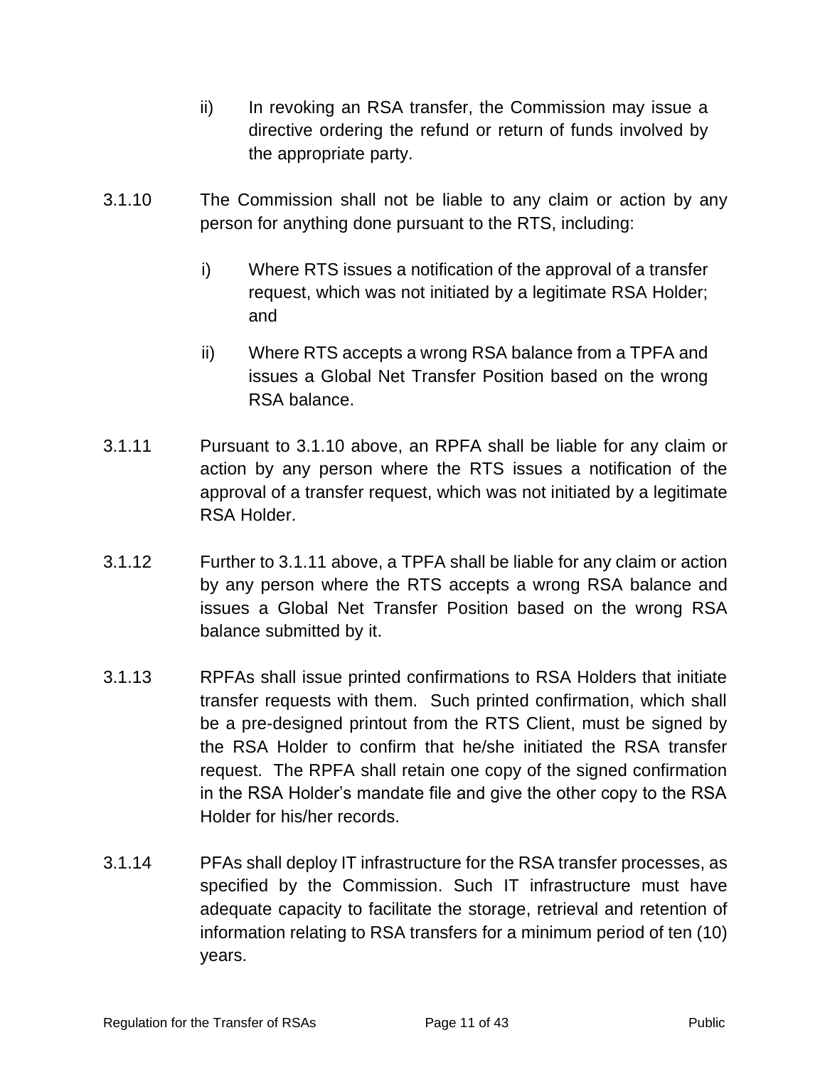ii) In revoking an RSA transfer, the Commission may issue a directive ordering the refund or return of funds involved by the appropriate party.

3.1.10 The Commission shall not be liable to any claim or action by any person for anything done pursuant to the RTS, including:

i) Where RTS issues a notification of the approval of a transfer request, which was not initiated by a legitimate RSA Holder; and

ii) Where RTS accepts a wrong RSA balance from a TPFA and issues a Global Net Transfer Position based on the wrong RSA balance.

3.1.11 Pursuant to 3.1.10 above, an RPFA shall be liable for any claim or action by any person where the RTS issues a notification of the approval of a transfer request, which was not initiated by a legitimate RSA Holder.

3.1.12 Further to 3.1.11 above, a TPFA shall be liable for any claim or action by any person where the RTS accepts a wrong RSA balance and issues a Global Net Transfer Position based on the wrong RSA balance submitted by it.

3.1.13 RPFAs shall issue printed confirmations to RSA Holders that initiate transfer requests with them. Such printed confirmation, which shall be a pre-designed printout from the RTS Client, must be signed by the RSA Holder to confirm that he/she initiated the RSA transfer request. The RPFA shall retain one copy of the signed confirmation in the RSA Holder's mandate file and give the other copy to the RSA Holder for his/her records.

3.1.14 PFAs shall deploy IT infrastructure for the RSA transfer processes, as specified by the Commission. Such IT infrastructure must have adequate capacity to facilitate the storage, retrieval and retention of information relating to RSA transfers for a minimum period of ten (10) years.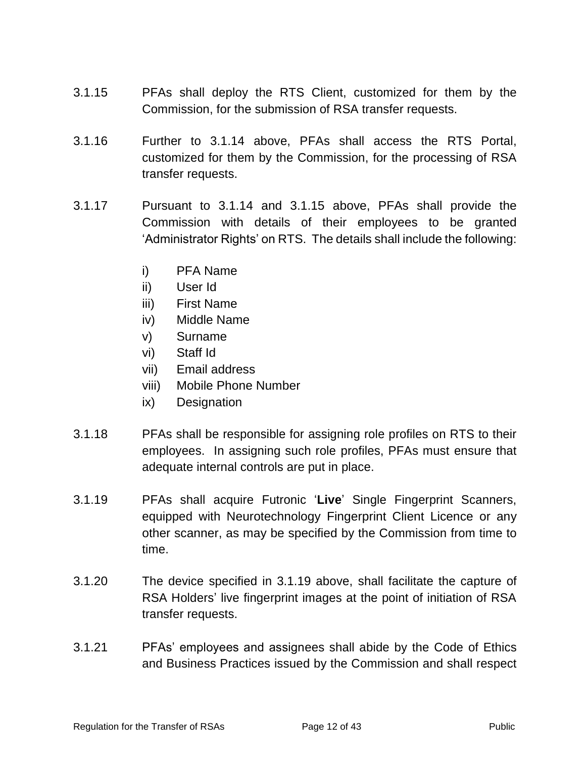3.1.15 PFAs shall deploy the RTS Client, customized for them by the Commission, for the submission of RSA transfer requests.

3.1.16 Further to 3.1.14 above, PFAs shall access the RTS Portal, customized for them by the Commission, for the processing of RSA transfer requests.

3.1.17 Pursuant to 3.1.14 and 3.1.15 above, PFAs shall provide the Commission with details of their employees to be granted 'Administrator Rights' on RTS. The details shall include the following:

- i) PFA Name
- ii) User Id
- iii) First Name
- iv) Middle Name
- v) Surname
- vi) Staff Id
- vii) Email address
- viii) Mobile Phone Number
- ix) Designation

3.1.18 PFAs shall be responsible for assigning role profiles on RTS to their employees. In assigning such role profiles, PFAs must ensure that adequate internal controls are put in place.

3.1.19 PFAs shall acquire Futronic '**Live**' Single Fingerprint Scanners, equipped with Neurotechnology Fingerprint Client Licence or any other scanner, as may be specified by the Commission from time to time.

3.1.20 The device specified in 3.1.19 above, shall facilitate the capture of RSA Holders' live fingerprint images at the point of initiation of RSA transfer requests.

3.1.21 PFAs' employees and assignees shall abide by the Code of Ethics and Business Practices issued by the Commission and shall respect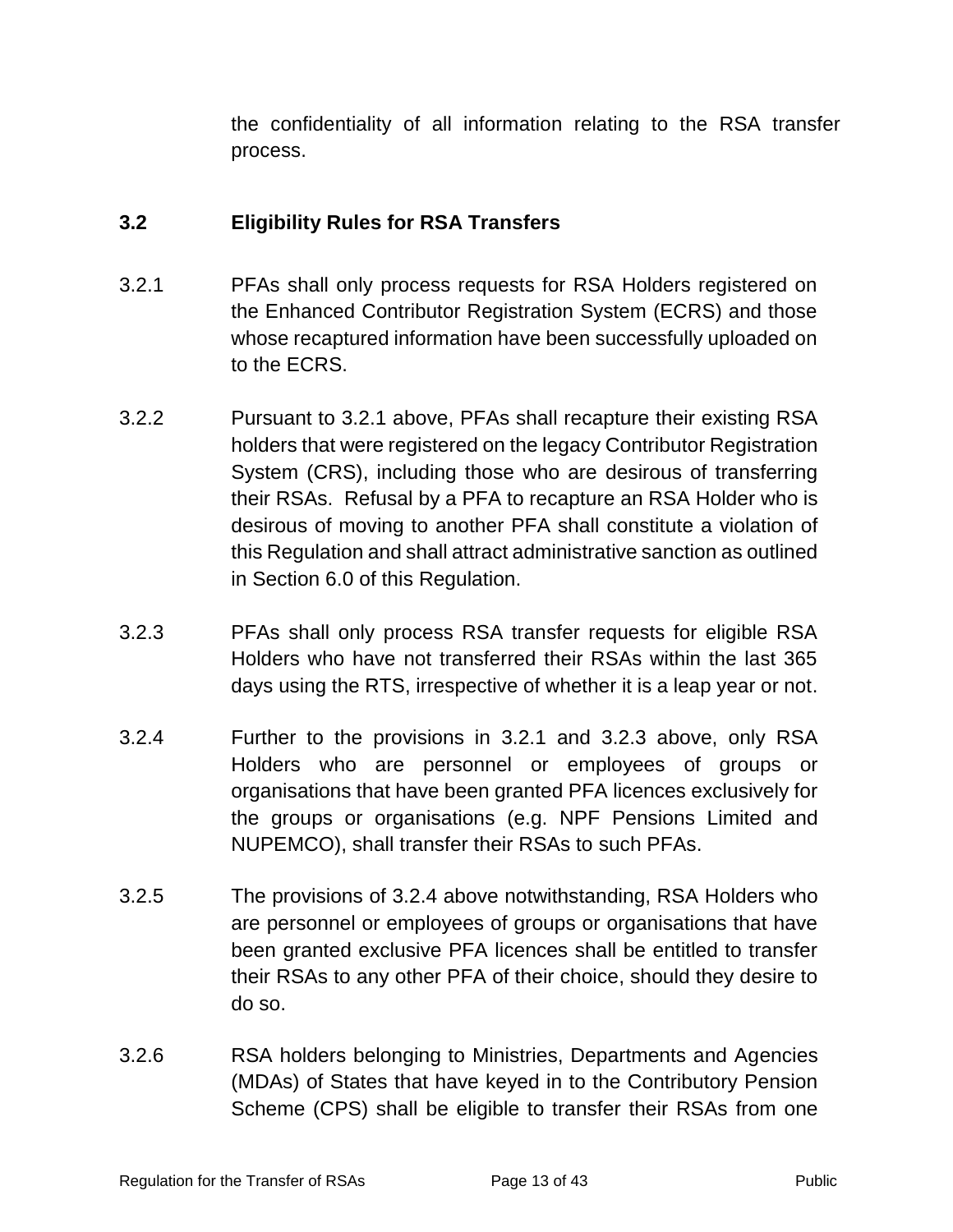the confidentiality of all information relating to the RSA transfer process.

### 3.2 Eligibility Rules for RSA Transfers

3.2.1 PFAs shall only process requests for RSA Holders registered on the Enhanced Contributor Registration System (ECRS) and those whose recaptured information have been successfully uploaded on to the ECRS.

3.2.2 Pursuant to 3.2.1 above, PFAs shall recapture their existing RSA holders that were registered on the legacy Contributor Registration System (CRS), including those who are desirous of transferring their RSAs. Refusal by a PFA to recapture an RSA Holder who is desirous of moving to another PFA shall constitute a violation of this Regulation and shall attract administrative sanction as outlined in Section 6.0 of this Regulation.

3.2.3 PFAs shall only process RSA transfer requests for eligible RSA Holders who have not transferred their RSAs within the last 365 days using the RTS, irrespective of whether it is a leap year or not.

3.2.4 Further to the provisions in 3.2.1 and 3.2.3 above, only RSA Holders who are personnel or employees of groups or organisations that have been granted PFA licences exclusively for the groups or organisations (e.g. NPF Pensions Limited and NUPEMCO), shall transfer their RSAs to such PFAs.

3.2.5 The provisions of 3.2.4 above notwithstanding, RSA Holders who are personnel or employees of groups or organisations that have been granted exclusive PFA licences shall be entitled to transfer their RSAs to any other PFA of their choice, should they desire to do so.

3.2.6 RSA holders belonging to Ministries, Departments and Agencies (MDAs) of States that have keyed in to the Contributory Pension Scheme (CPS) shall be eligible to transfer their RSAs from one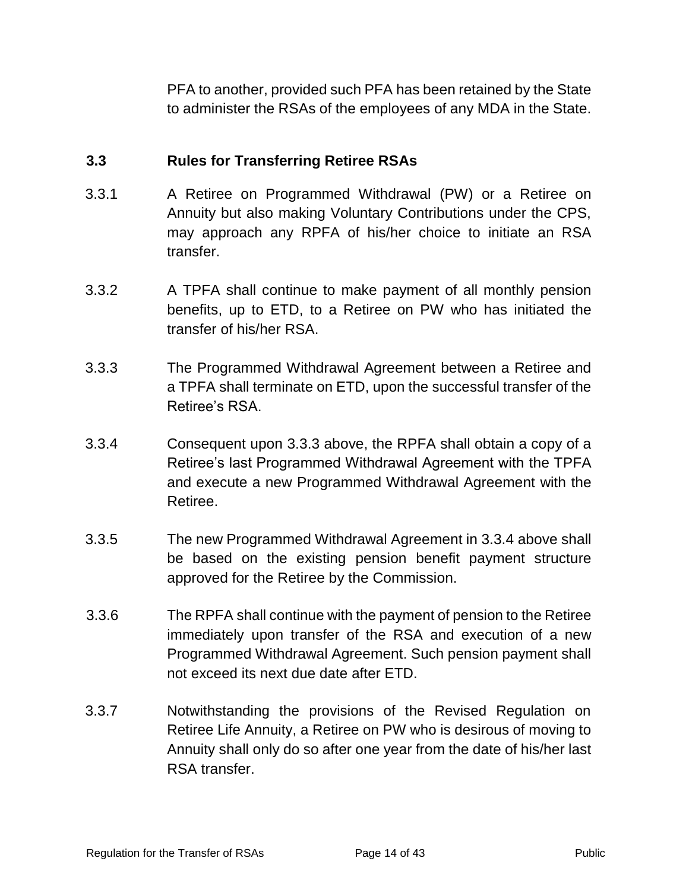PFA to another, provided such PFA has been retained by the State to administer the RSAs of the employees of any MDA in the State.

### 3.3 Rules for Transferring Retiree RSAs

3.3.1 A Retiree on Programmed Withdrawal (PW) or a Retiree on Annuity but also making Voluntary Contributions under the CPS, may approach any RPFA of his/her choice to initiate an RSA transfer.

3.3.2 A TPFA shall continue to make payment of all monthly pension benefits, up to ETD, to a Retiree on PW who has initiated the transfer of his/her RSA.

3.3.3 The Programmed Withdrawal Agreement between a Retiree and a TPFA shall terminate on ETD, upon the successful transfer of the Retiree's RSA.

3.3.4 Consequent upon 3.3.3 above, the RPFA shall obtain a copy of a Retiree's last Programmed Withdrawal Agreement with the TPFA and execute a new Programmed Withdrawal Agreement with the Retiree.

3.3.5 The new Programmed Withdrawal Agreement in 3.3.4 above shall be based on the existing pension benefit payment structure approved for the Retiree by the Commission.

3.3.6 The RPFA shall continue with the payment of pension to the Retiree immediately upon transfer of the RSA and execution of a new Programmed Withdrawal Agreement. Such pension payment shall not exceed its next due date after ETD.

3.3.7 Notwithstanding the provisions of the Revised Regulation on Retiree Life Annuity, a Retiree on PW who is desirous of moving to Annuity shall only do so after one year from the date of his/her last RSA transfer.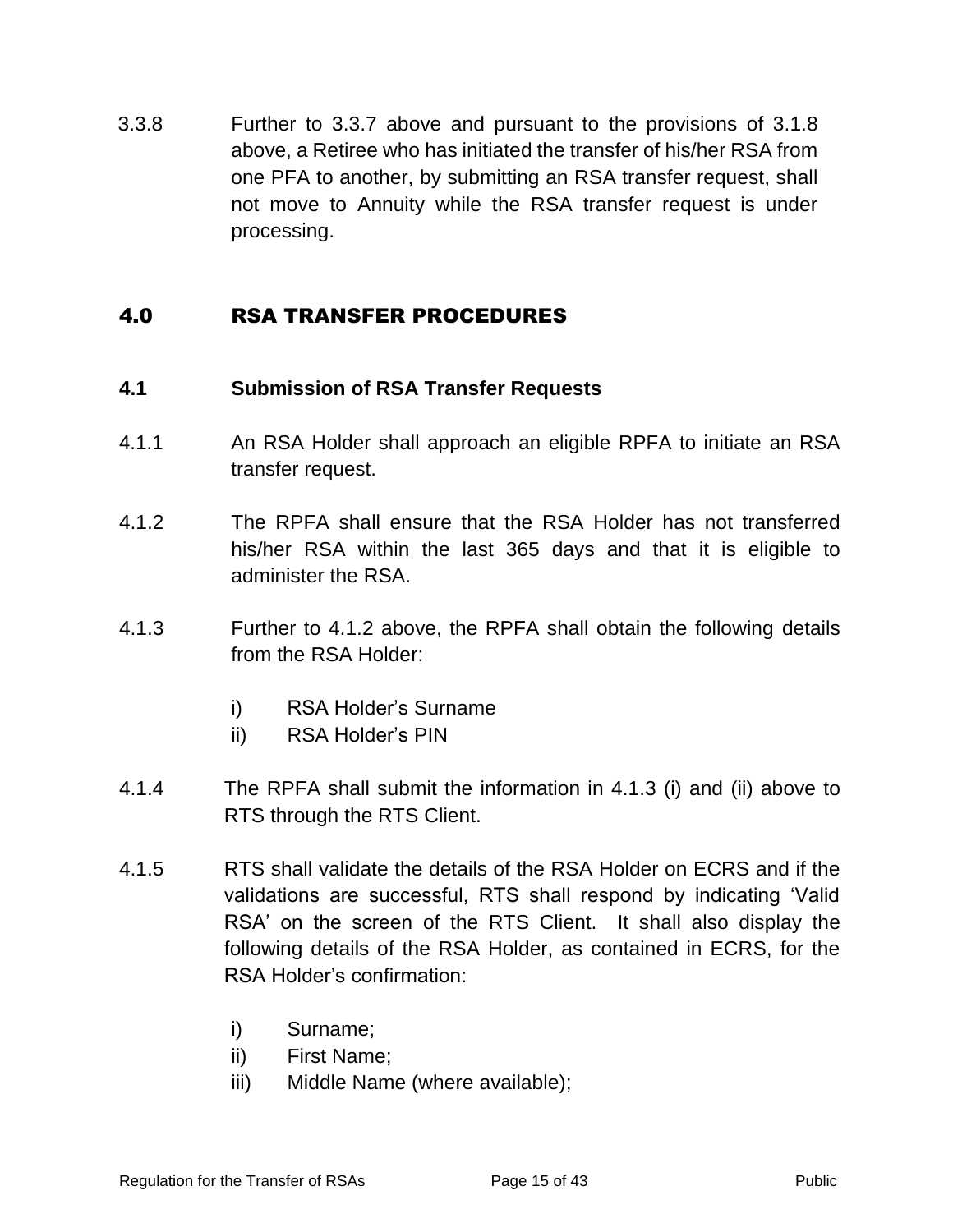3.3.8 Further to 3.3.7 above and pursuant to the provisions of 3.1.8 above, a Retiree who has initiated the transfer of his/her RSA from one PFA to another, by submitting an RSA transfer request, shall not move to Annuity while the RSA transfer request is under processing.

# 4.0 RSA TRANSFER PROCEDURES

## 4.1 Submission of RSA Transfer Requests

4.1.1 An RSA Holder shall approach an eligible RPFA to initiate an RSA transfer request.

4.1.2 The RPFA shall ensure that the RSA Holder has not transferred his/her RSA within the last 365 days and that it is eligible to administer the RSA.

4.1.3 Further to 4.1.2 above, the RPFA shall obtain the following details from the RSA Holder:

- i) RSA Holder's Surname
- ii) RSA Holder's PIN

4.1.4 The RPFA shall submit the information in 4.1.3 (i) and (ii) above to RTS through the RTS Client.

4.1.5 RTS shall validate the details of the RSA Holder on ECRS and if the validations are successful, RTS shall respond by indicating 'Valid RSA' on the screen of the RTS Client. It shall also display the following details of the RSA Holder, as contained in ECRS, for the RSA Holder's confirmation:

- i) Surname;
- ii) First Name;
- iii) Middle Name (where available);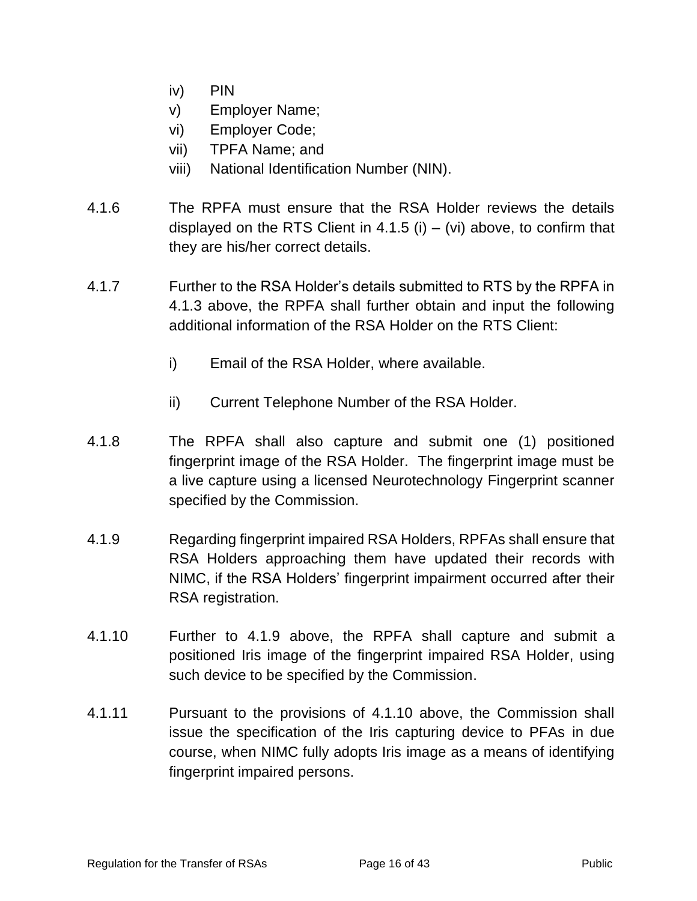iv) PIN
v) Employer Name;
vi) Employer Code;
vii) TPFA Name; and
viii) National Identification Number (NIN).

4.1.6 The RPFA must ensure that the RSA Holder reviews the details displayed on the RTS Client in 4.1.5 (i) – (vi) above, to confirm that they are his/her correct details.

4.1.7 Further to the RSA Holder's details submitted to RTS by the RPFA in 4.1.3 above, the RPFA shall further obtain and input the following additional information of the RSA Holder on the RTS Client:

i) Email of the RSA Holder, where available.

ii) Current Telephone Number of the RSA Holder.

4.1.8 The RPFA shall also capture and submit one (1) positioned fingerprint image of the RSA Holder. The fingerprint image must be a live capture using a licensed Neurotechnology Fingerprint scanner specified by the Commission.

4.1.9 Regarding fingerprint impaired RSA Holders, RPFAs shall ensure that RSA Holders approaching them have updated their records with NIMC, if the RSA Holders' fingerprint impairment occurred after their RSA registration.

4.1.10 Further to 4.1.9 above, the RPFA shall capture and submit a positioned Iris image of the fingerprint impaired RSA Holder, using such device to be specified by the Commission.

4.1.11 Pursuant to the provisions of 4.1.10 above, the Commission shall issue the specification of the Iris capturing device to PFAs in due course, when NIMC fully adopts Iris image as a means of identifying fingerprint impaired persons.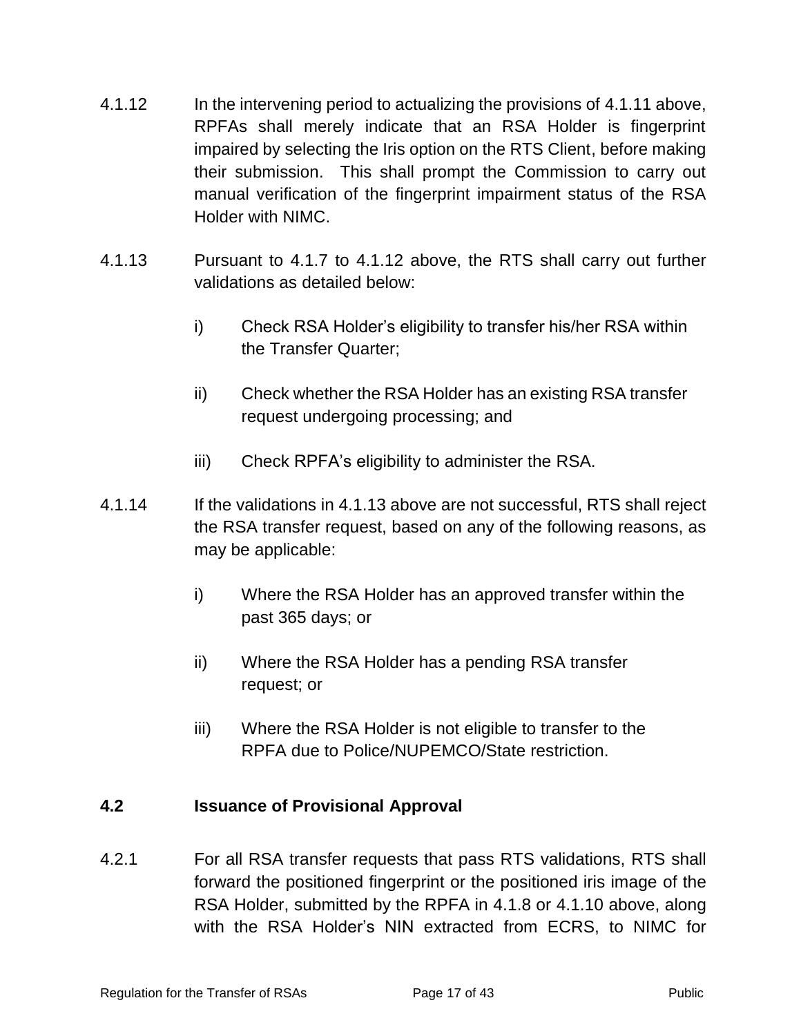4.1.12 In the intervening period to actualizing the provisions of 4.1.11 above, RPFAs shall merely indicate that an RSA Holder is fingerprint impaired by selecting the Iris option on the RTS Client, before making their submission. This shall prompt the Commission to carry out manual verification of the fingerprint impairment status of the RSA Holder with NIMC.

4.1.13 Pursuant to 4.1.7 to 4.1.12 above, the RTS shall carry out further validations as detailed below:

i) Check RSA Holder's eligibility to transfer his/her RSA within the Transfer Quarter;

ii) Check whether the RSA Holder has an existing RSA transfer request undergoing processing; and

iii) Check RPFA's eligibility to administer the RSA.

4.1.14 If the validations in 4.1.13 above are not successful, RTS shall reject the RSA transfer request, based on any of the following reasons, as may be applicable:

i) Where the RSA Holder has an approved transfer within the past 365 days; or

ii) Where the RSA Holder has a pending RSA transfer request; or

iii) Where the RSA Holder is not eligible to transfer to the RPFA due to Police/NUPEMCO/State restriction.

### 4.2 Issuance of Provisional Approval

4.2.1 For all RSA transfer requests that pass RTS validations, RTS shall forward the positioned fingerprint or the positioned iris image of the RSA Holder, submitted by the RPFA in 4.1.8 or 4.1.10 above, along with the RSA Holder's NIN extracted from ECRS, to NIMC for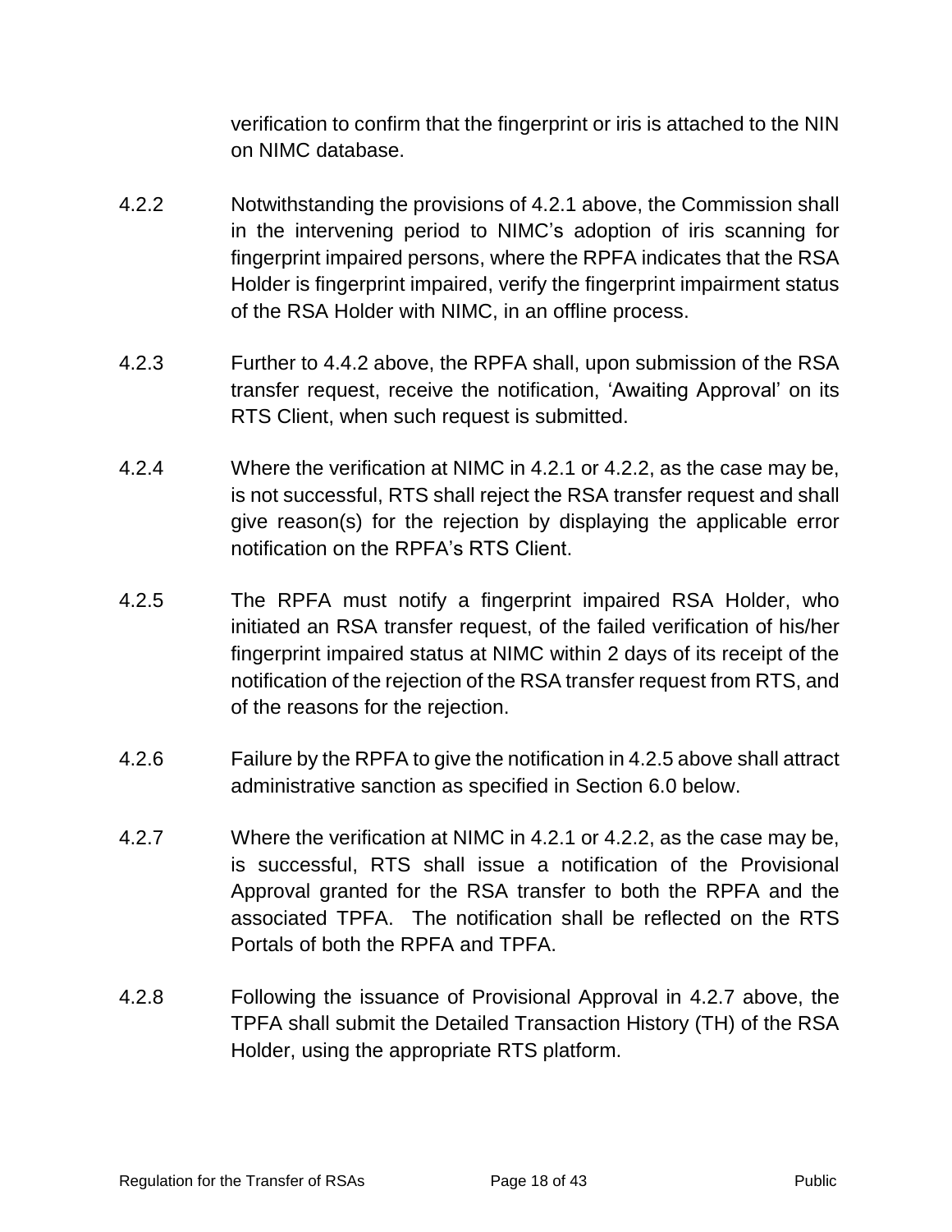verification to confirm that the fingerprint or iris is attached to the NIN on NIMC database.

4.2.2 Notwithstanding the provisions of 4.2.1 above, the Commission shall in the intervening period to NIMC's adoption of iris scanning for fingerprint impaired persons, where the RPFA indicates that the RSA Holder is fingerprint impaired, verify the fingerprint impairment status of the RSA Holder with NIMC, in an offline process.

4.2.3 Further to 4.4.2 above, the RPFA shall, upon submission of the RSA transfer request, receive the notification, 'Awaiting Approval' on its RTS Client, when such request is submitted.

4.2.4 Where the verification at NIMC in 4.2.1 or 4.2.2, as the case may be, is not successful, RTS shall reject the RSA transfer request and shall give reason(s) for the rejection by displaying the applicable error notification on the RPFA's RTS Client.

4.2.5 The RPFA must notify a fingerprint impaired RSA Holder, who initiated an RSA transfer request, of the failed verification of his/her fingerprint impaired status at NIMC within 2 days of its receipt of the notification of the rejection of the RSA transfer request from RTS, and of the reasons for the rejection.

4.2.6 Failure by the RPFA to give the notification in 4.2.5 above shall attract administrative sanction as specified in Section 6.0 below.

4.2.7 Where the verification at NIMC in 4.2.1 or 4.2.2, as the case may be, is successful, RTS shall issue a notification of the Provisional Approval granted for the RSA transfer to both the RPFA and the associated TPFA. The notification shall be reflected on the RTS Portals of both the RPFA and TPFA.

4.2.8 Following the issuance of Provisional Approval in 4.2.7 above, the TPFA shall submit the Detailed Transaction History (TH) of the RSA Holder, using the appropriate RTS platform.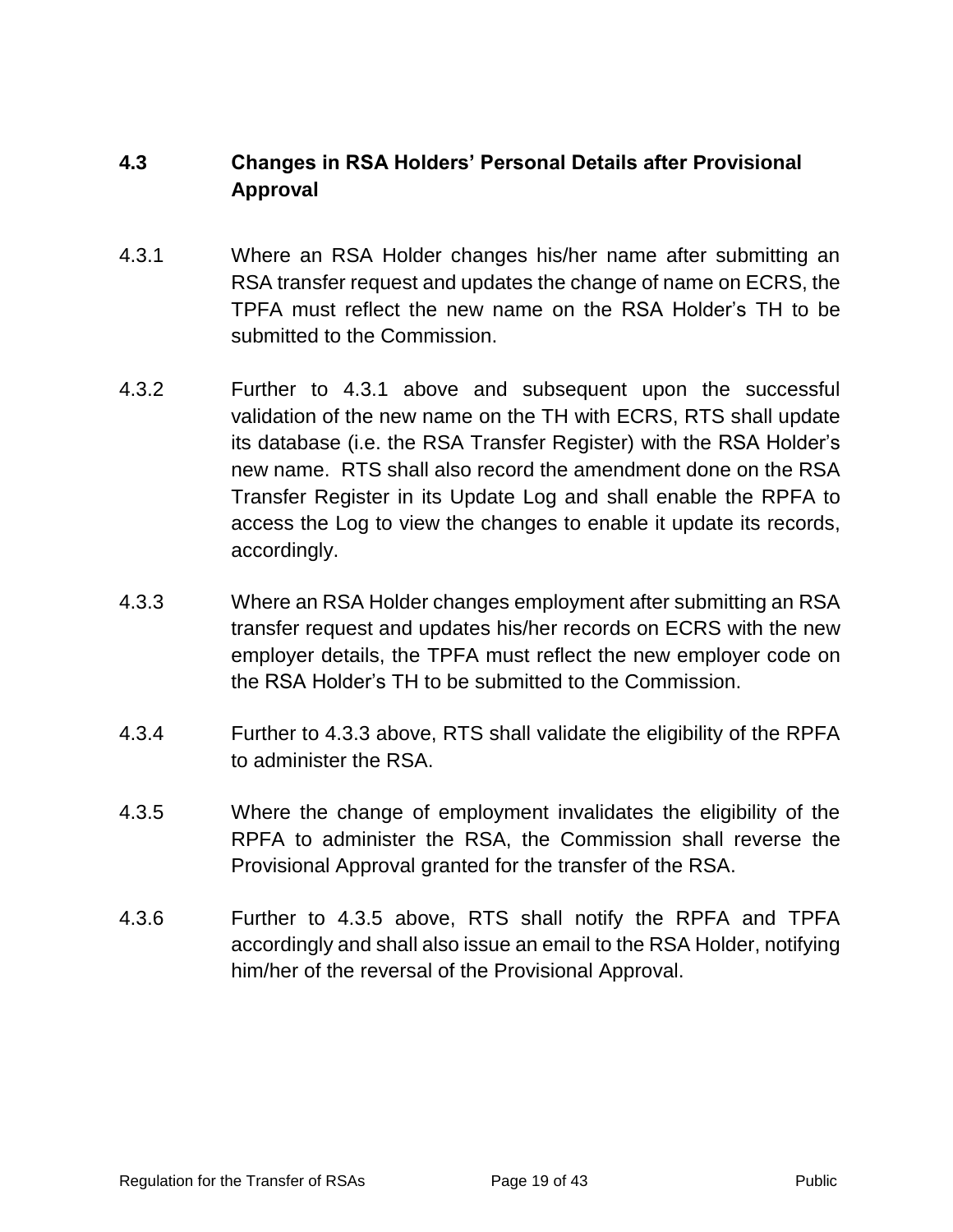### 4.3 Changes in RSA Holders' Personal Details after Provisional Approval

4.3.1 Where an RSA Holder changes his/her name after submitting an RSA transfer request and updates the change of name on ECRS, the TPFA must reflect the new name on the RSA Holder's TH to be submitted to the Commission.

4.3.2 Further to 4.3.1 above and subsequent upon the successful validation of the new name on the TH with ECRS, RTS shall update its database (i.e. the RSA Transfer Register) with the RSA Holder's new name. RTS shall also record the amendment done on the RSA Transfer Register in its Update Log and shall enable the RPFA to access the Log to view the changes to enable it update its records, accordingly.

4.3.3 Where an RSA Holder changes employment after submitting an RSA transfer request and updates his/her records on ECRS with the new employer details, the TPFA must reflect the new employer code on the RSA Holder's TH to be submitted to the Commission.

4.3.4 Further to 4.3.3 above, RTS shall validate the eligibility of the RPFA to administer the RSA.

4.3.5 Where the change of employment invalidates the eligibility of the RPFA to administer the RSA, the Commission shall reverse the Provisional Approval granted for the transfer of the RSA.

4.3.6 Further to 4.3.5 above, RTS shall notify the RPFA and TPFA accordingly and shall also issue an email to the RSA Holder, notifying him/her of the reversal of the Provisional Approval.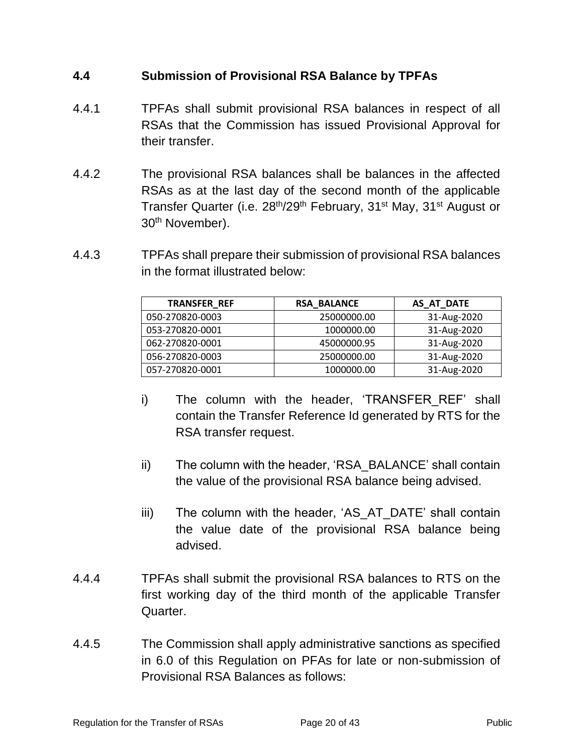## 4.4 Submission of Provisional RSA Balance by TPFAs

4.4.1 TPFAs shall submit provisional RSA balances in respect of all RSAs that the Commission has issued Provisional Approval for their transfer.

4.4.2 The provisional RSA balances shall be balances in the affected RSAs as at the last day of the second month of the applicable Transfer Quarter (i.e. 28th/29th February, 31st May, 31st August or 30th November).

4.4.3 TPFAs shall prepare their submission of provisional RSA balances in the format illustrated below:

| TRANSFER_REF | RSA_BALANCE | AS_AT_DATE |
|---|---:|---:|
| 050-270820-0003 | 25000000.00 | 31-Aug-2020 |
| 053-270820-0001 | 1000000.00 | 31-Aug-2020 |
| 062-270820-0001 | 45000000.95 | 31-Aug-2020 |
| 056-270820-0003 | 25000000.00 | 31-Aug-2020 |
| 057-270820-0001 | 1000000.00 | 31-Aug-2020 |

i) The column with the header, 'TRANSFER_REF' shall contain the Transfer Reference Id generated by RTS for the RSA transfer request.

ii) The column with the header, 'RSA_BALANCE' shall contain the value of the provisional RSA balance being advised.

iii) The column with the header, 'AS_AT_DATE' shall contain the value date of the provisional RSA balance being advised.

4.4.4 TPFAs shall submit the provisional RSA balances to RTS on the first working day of the third month of the applicable Transfer Quarter.

4.4.5 The Commission shall apply administrative sanctions as specified in 6.0 of this Regulation on PFAs for late or non-submission of Provisional RSA Balances as follows: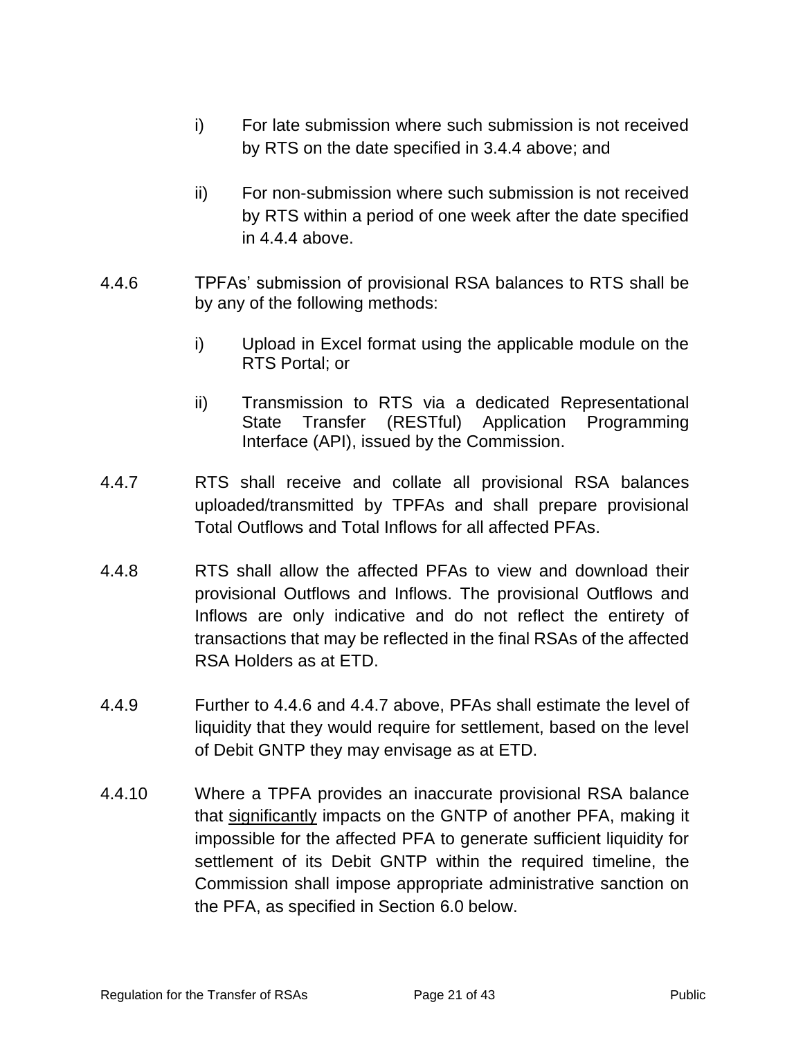i) For late submission where such submission is not received by RTS on the date specified in 3.4.4 above; and

ii) For non-submission where such submission is not received by RTS within a period of one week after the date specified in 4.4.4 above.

4.4.6 TPFAs' submission of provisional RSA balances to RTS shall be by any of the following methods:

i) Upload in Excel format using the applicable module on the RTS Portal; or

ii) Transmission to RTS via a dedicated Representational State Transfer (RESTful) Application Programming Interface (API), issued by the Commission.

4.4.7 RTS shall receive and collate all provisional RSA balances uploaded/transmitted by TPFAs and shall prepare provisional Total Outflows and Total Inflows for all affected PFAs.

4.4.8 RTS shall allow the affected PFAs to view and download their provisional Outflows and Inflows. The provisional Outflows and Inflows are only indicative and do not reflect the entirety of transactions that may be reflected in the final RSAs of the affected RSA Holders as at ETD.

4.4.9 Further to 4.4.6 and 4.4.7 above, PFAs shall estimate the level of liquidity that they would require for settlement, based on the level of Debit GNTP they may envisage as at ETD.

4.4.10 Where a TPFA provides an inaccurate provisional RSA balance that <u>significantly</u> impacts on the GNTP of another PFA, making it impossible for the affected PFA to generate sufficient liquidity for settlement of its Debit GNTP within the required timeline, the Commission shall impose appropriate administrative sanction on the PFA, as specified in Section 6.0 below.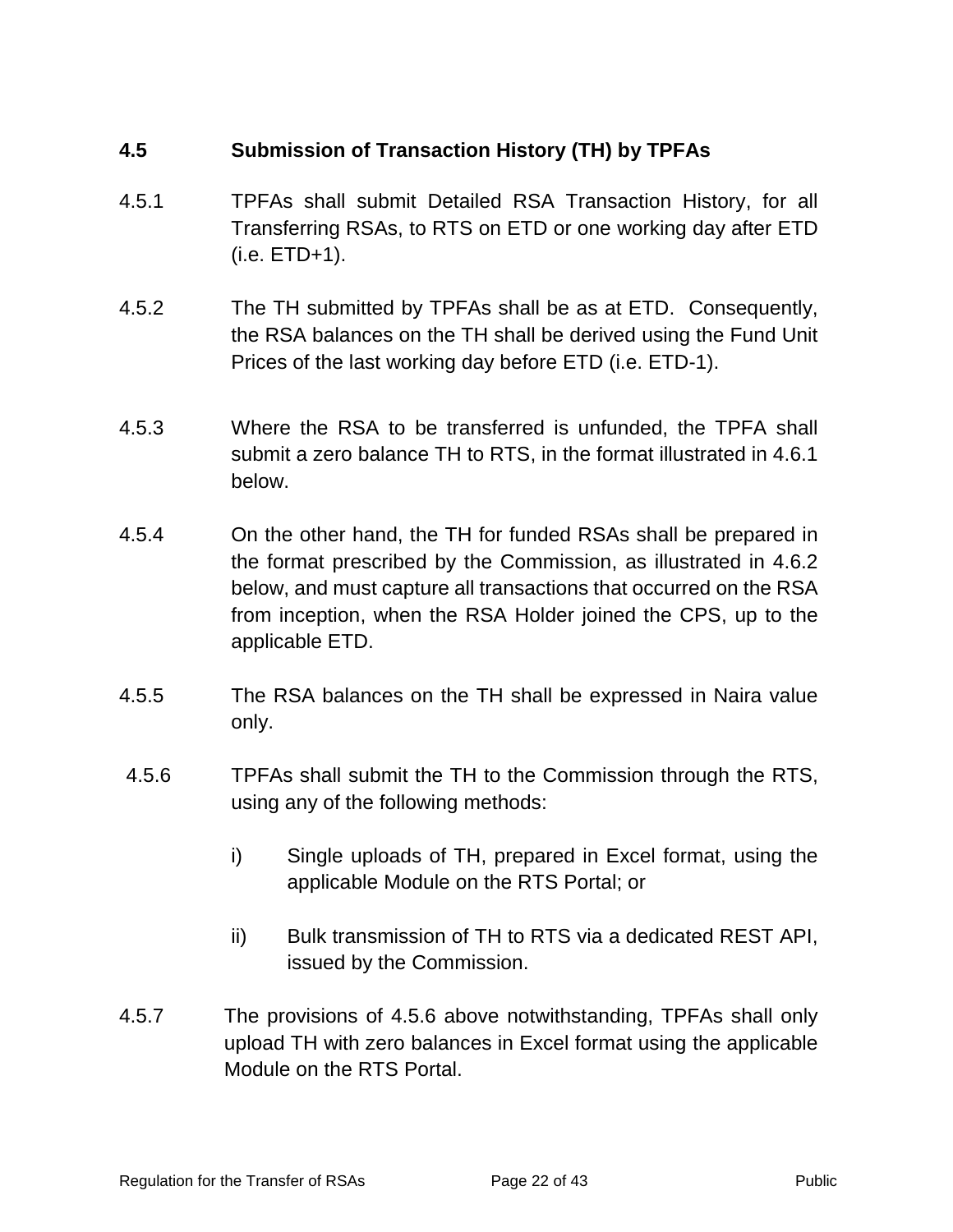## 4.5 Submission of Transaction History (TH) by TPFAs

4.5.1 TPFAs shall submit Detailed RSA Transaction History, for all Transferring RSAs, to RTS on ETD or one working day after ETD (i.e. ETD+1).

4.5.2 The TH submitted by TPFAs shall be as at ETD. Consequently, the RSA balances on the TH shall be derived using the Fund Unit Prices of the last working day before ETD (i.e. ETD-1).

4.5.3 Where the RSA to be transferred is unfunded, the TPFA shall submit a zero balance TH to RTS, in the format illustrated in 4.6.1 below.

4.5.4 On the other hand, the TH for funded RSAs shall be prepared in the format prescribed by the Commission, as illustrated in 4.6.2 below, and must capture all transactions that occurred on the RSA from inception, when the RSA Holder joined the CPS, up to the applicable ETD.

4.5.5 The RSA balances on the TH shall be expressed in Naira value only.

4.5.6 TPFAs shall submit the TH to the Commission through the RTS, using any of the following methods:

i) Single uploads of TH, prepared in Excel format, using the applicable Module on the RTS Portal; or

ii) Bulk transmission of TH to RTS via a dedicated REST API, issued by the Commission.

4.5.7 The provisions of 4.5.6 above notwithstanding, TPFAs shall only upload TH with zero balances in Excel format using the applicable Module on the RTS Portal.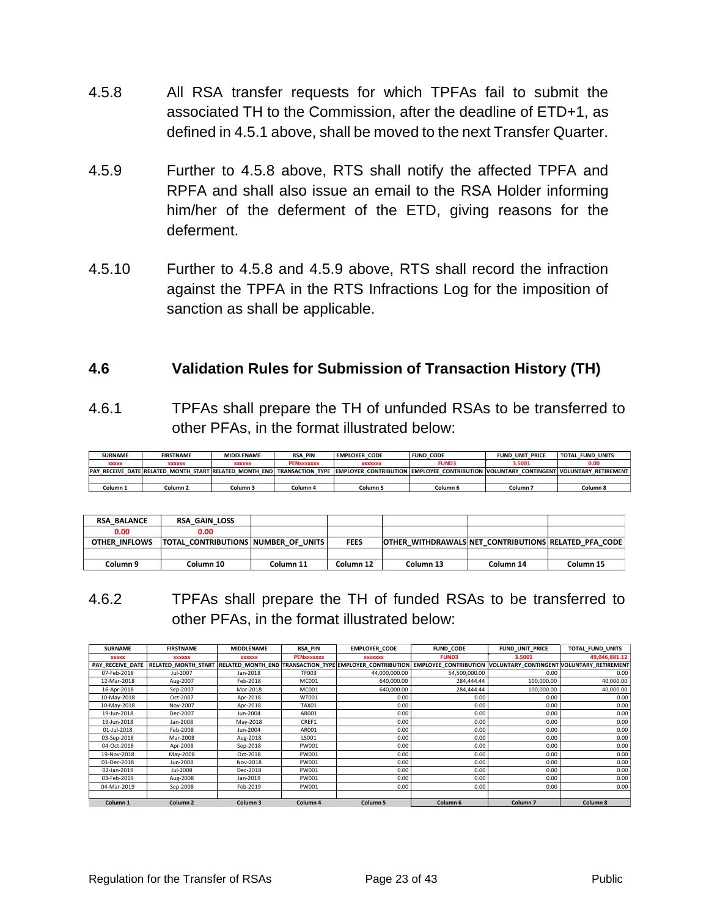4.5.8 All RSA transfer requests for which TPFAs fail to submit the associated TH to the Commission, after the deadline of ETD+1, as defined in 4.5.1 above, shall be moved to the next Transfer Quarter.

4.5.9 Further to 4.5.8 above, RTS shall notify the affected TPFA and RPFA and shall also issue an email to the RSA Holder informing him/her of the deferment of the ETD, giving reasons for the deferment.

4.5.10 Further to 4.5.8 and 4.5.9 above, RTS shall record the infraction against the TPFA in the RTS Infractions Log for the imposition of sanction as shall be applicable.

## 4.6 Validation Rules for Submission of Transaction History (TH)

4.6.1 TPFAs shall prepare the TH of unfunded RSAs to be transferred to other PFAs, in the format illustrated below:

| SURNAME | FIRSTNAME | MIDDLENAME | RSA_PIN | EMPLOYER_CODE | FUND_CODE | FUND_UNIT_PRICE | TOTAL_FUND_UNITS |
|---|---|---|---|---|---|---|---|
| xxxxx | xxxxxx | xxxxxx | PENxxxxxxx | xxxxxxx | FUND3 | 3.5001 | 0.00 |
| PAY_RECEIVE_DATE | RELATED_MONTH_START | RELATED_MONTH_END | TRANSACTION_TYPE | EMPLOYER_CONTRIBUTION | EMPLOYEE_CONTRIBUTION | VOLUNTARY_CONTINGENT | VOLUNTARY_RETIREMENT |
| | | | | | | | |
| Column 1 | Column 2 | Column 3 | Column 4 | Column 5 | Column 6 | Column 7 | Column 8 |

| RSA_BALANCE | RSA_GAIN_LOSS | | | | | |
|---|---|---|---|---|---|---|
| 0.00 | 0.00 | | | | | |
| OTHER_INFLOWS | TOTAL_CONTRIBUTIONS | NUMBER_OF_UNITS | FEES | OTHER_WITHDRAWALS | NET_CONTRIBUTIONS | RELATED_PFA_CODE |
| | | | | | | |
| Column 9 | Column 10 | Column 11 | Column 12 | Column 13 | Column 14 | Column 15 |

4.6.2 TPFAs shall prepare the TH of funded RSAs to be transferred to other PFAs, in the format illustrated below:

| SURNAME | FIRSTNAME | MIDDLENAME | RSA_PIN | EMPLOYER_CODE | FUND_CODE | FUND_UNIT_PRICE | TOTAL_FUND_UNITS |
|---|---|---|---|---|---|---|---|
| xxxxx | xxxxxx | xxxxxx | PENxxxxxxx | xxxxxxx | FUND3 | 3.5001 | 49,046,881.12 |
| PAY_RECEIVE_DATE | RELATED_MONTH_START | RELATED_MONTH_END | TRANSACTION_TYPE | EMPLOYER_CONTRIBUTION | EMPLOYEE_CONTRIBUTION | VOLUNTARY_CONTINGENT | VOLUNTARY_RETIREMENT |
| 07-Feb-2018 | Jul-2007 | Jan-2018 | TF003 | 44,000,000.00 | 54,500,000.00 | 0.00 | 0.00 |
| 12-Mar-2018 | Aug-2007 | Feb-2018 | MC001 | 640,000.00 | 284,444.44 | 100,000.00 | 40,000.00 |
| 16-Apr-2018 | Sep-2007 | Mar-2018 | MC001 | 640,000.00 | 284,444.44 | 100,000.00 | 40,000.00 |
| 10-May-2018 | Oct-2007 | Apr-2018 | WT001 | 0.00 | 0.00 | 0.00 | 0.00 |
| 10-May-2018 | Nov-2007 | Apr-2018 | TAX01 | 0.00 | 0.00 | 0.00 | 0.00 |
| 19-Jun-2018 | Dec-2007 | Jun-2004 | AR001 | 0.00 | 0.00 | 0.00 | 0.00 |
| 19-Jun-2018 | Jan-2008 | May-2018 | CREF1 | 0.00 | 0.00 | 0.00 | 0.00 |
| 01-Jul-2018 | Feb-2008 | Jun-2004 | AR001 | 0.00 | 0.00 | 0.00 | 0.00 |
| 03-Sep-2018 | Mar-2008 | Aug-2018 | LS001 | 0.00 | 0.00 | 0.00 | 0.00 |
| 04-Oct-2018 | Apr-2008 | Sep-2018 | PW001 | 0.00 | 0.00 | 0.00 | 0.00 |
| 19-Nov-2018 | May-2008 | Oct-2018 | PW001 | 0.00 | 0.00 | 0.00 | 0.00 |
| 01-Dec-2018 | Jun-2008 | Nov-2018 | PW001 | 0.00 | 0.00 | 0.00 | 0.00 |
| 02-Jan-2019 | Jul-2008 | Dec-2018 | PW001 | 0.00 | 0.00 | 0.00 | 0.00 |
| 03-Feb-2019 | Aug-2008 | Jan-2019 | PW001 | 0.00 | 0.00 | 0.00 | 0.00 |
| 04-Mar-2019 | Sep-2008 | Feb-2019 | PW001 | 0.00 | 0.00 | 0.00 | 0.00 |
| | | | | | | | |
| Column 1 | Column 2 | Column 3 | Column 4 | Column 5 | Column 6 | Column 7 | Column 8 |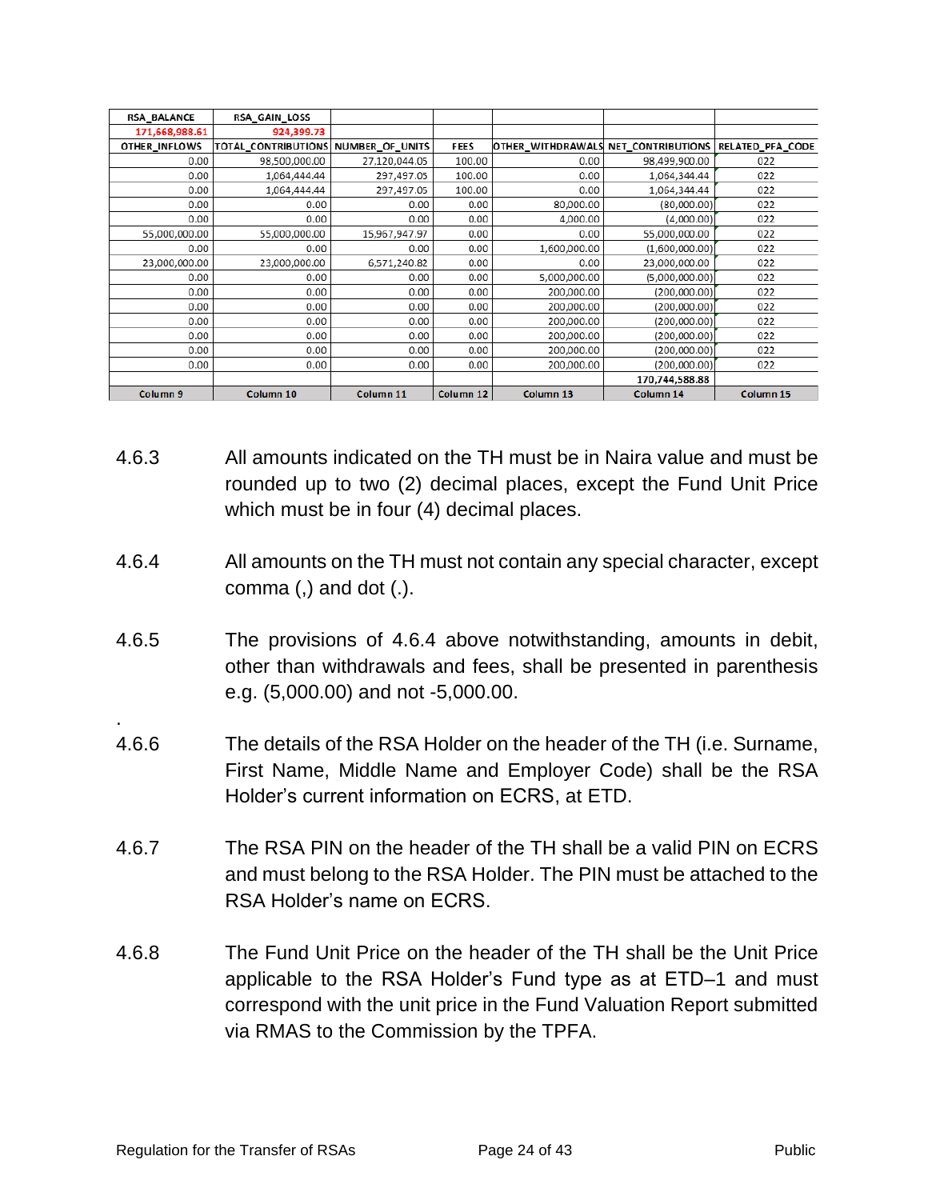| RSA_BALANCE | RSA_GAIN_LOSS | | | | | |
|---|---|---|---|---|---|---|
| 171,668,988.61 | 924,399.73 | | | | | |
| OTHER_INFLOWS | TOTAL_CONTRIBUTIONS | NUMBER_OF_UNITS | FEES | OTHER_WITHDRAWALS | NET_CONTRIBUTIONS | RELATED_PFA_CODE |
| 0.00 | 98,500,000.00 | 27,120,044.05 | 100.00 | 0.00 | 98,499,900.00 | 022 |
| 0.00 | 1,064,444.44 | 297,497.05 | 100.00 | 0.00 | 1,064,344.44 | 022 |
| 0.00 | 1,064,444.44 | 297,497.05 | 100.00 | 0.00 | 1,064,344.44 | 022 |
| 0.00 | 0.00 | 0.00 | 0.00 | 80,000.00 | (80,000.00) | 022 |
| 0.00 | 0.00 | 0.00 | 0.00 | 4,000.00 | (4,000.00) | 022 |
| 55,000,000.00 | 55,000,000.00 | 15,967,947.97 | 0.00 | 0.00 | 55,000,000.00 | 022 |
| 0.00 | 0.00 | 0.00 | 0.00 | 1,600,000.00 | (1,600,000.00) | 022 |
| 23,000,000.00 | 23,000,000.00 | 6,571,240.82 | 0.00 | 0.00 | 23,000,000.00 | 022 |
| 0.00 | 0.00 | 0.00 | 0.00 | 5,000,000.00 | (5,000,000.00) | 022 |
| 0.00 | 0.00 | 0.00 | 0.00 | 200,000.00 | (200,000.00) | 022 |
| 0.00 | 0.00 | 0.00 | 0.00 | 200,000.00 | (200,000.00) | 022 |
| 0.00 | 0.00 | 0.00 | 0.00 | 200,000.00 | (200,000.00) | 022 |
| 0.00 | 0.00 | 0.00 | 0.00 | 200,000.00 | (200,000.00) | 022 |
| 0.00 | 0.00 | 0.00 | 0.00 | 200,000.00 | (200,000.00) | 022 |
| 0.00 | 0.00 | 0.00 | 0.00 | 200,000.00 | (200,000.00) | 022 |
| | | | | | 170,744,588.88 | |
| Column 9 | Column 10 | Column 11 | Column 12 | Column 13 | Column 14 | Column 15 |

4.6.3 All amounts indicated on the TH must be in Naira value and must be rounded up to two (2) decimal places, except the Fund Unit Price which must be in four (4) decimal places.

4.6.4 All amounts on the TH must not contain any special character, except comma (,) and dot (.).

4.6.5 The provisions of 4.6.4 above notwithstanding, amounts in debit, other than withdrawals and fees, shall be presented in parenthesis e.g. (5,000.00) and not -5,000.00.

.

4.6.6 The details of the RSA Holder on the header of the TH (i.e. Surname, First Name, Middle Name and Employer Code) shall be the RSA Holder's current information on ECRS, at ETD.

4.6.7 The RSA PIN on the header of the TH shall be a valid PIN on ECRS and must belong to the RSA Holder. The PIN must be attached to the RSA Holder's name on ECRS.

4.6.8 The Fund Unit Price on the header of the TH shall be the Unit Price applicable to the RSA Holder's Fund type as at ETD–1 and must correspond with the unit price in the Fund Valuation Report submitted via RMAS to the Commission by the TPFA.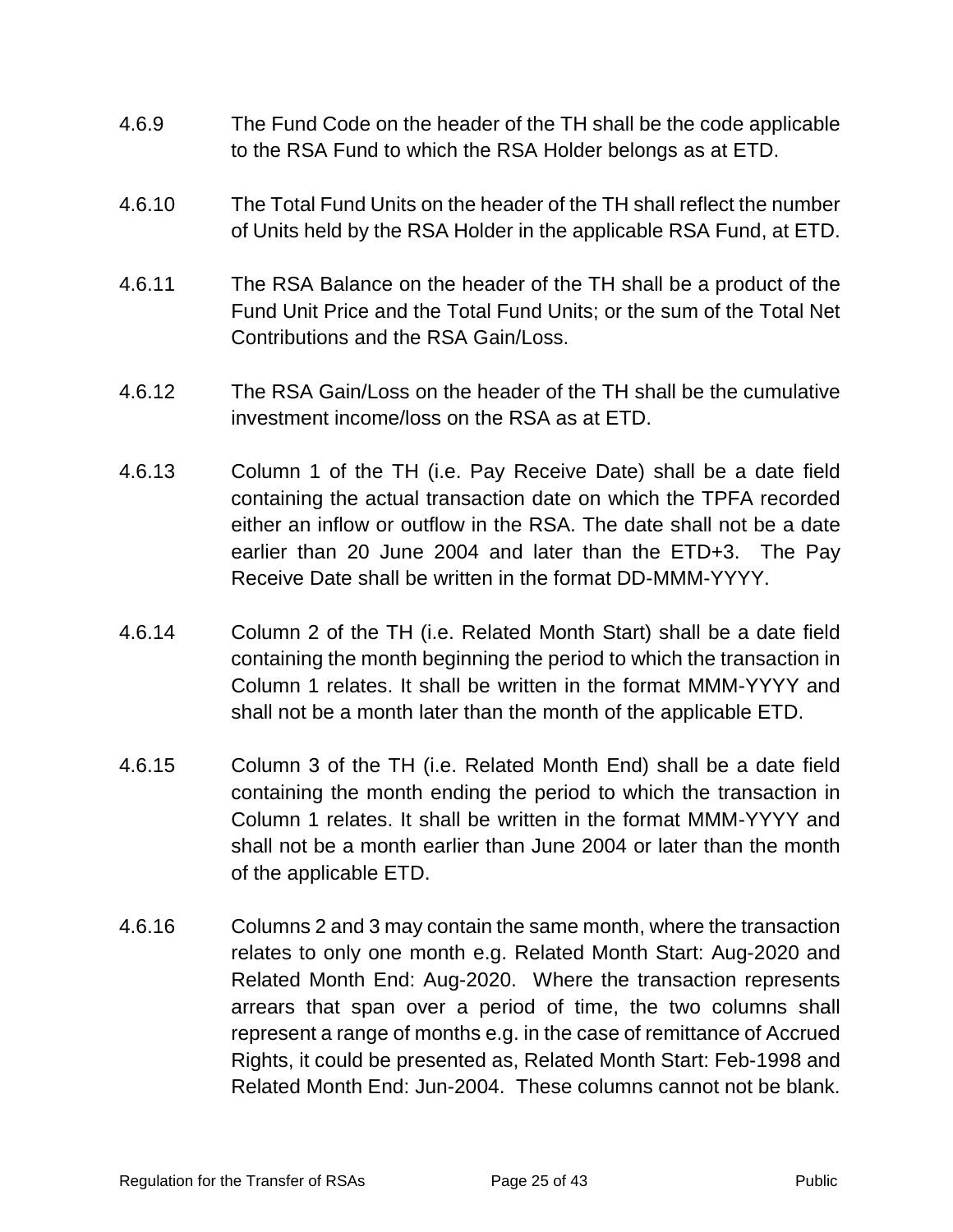4.6.9 The Fund Code on the header of the TH shall be the code applicable to the RSA Fund to which the RSA Holder belongs as at ETD.

4.6.10 The Total Fund Units on the header of the TH shall reflect the number of Units held by the RSA Holder in the applicable RSA Fund, at ETD.

4.6.11 The RSA Balance on the header of the TH shall be a product of the Fund Unit Price and the Total Fund Units; or the sum of the Total Net Contributions and the RSA Gain/Loss.

4.6.12 The RSA Gain/Loss on the header of the TH shall be the cumulative investment income/loss on the RSA as at ETD.

4.6.13 Column 1 of the TH (i.e. Pay Receive Date) shall be a date field containing the actual transaction date on which the TPFA recorded either an inflow or outflow in the RSA. The date shall not be a date earlier than 20 June 2004 and later than the ETD+3. The Pay Receive Date shall be written in the format DD-MMM-YYYY.

4.6.14 Column 2 of the TH (i.e. Related Month Start) shall be a date field containing the month beginning the period to which the transaction in Column 1 relates. It shall be written in the format MMM-YYYY and shall not be a month later than the month of the applicable ETD.

4.6.15 Column 3 of the TH (i.e. Related Month End) shall be a date field containing the month ending the period to which the transaction in Column 1 relates. It shall be written in the format MMM-YYYY and shall not be a month earlier than June 2004 or later than the month of the applicable ETD.

4.6.16 Columns 2 and 3 may contain the same month, where the transaction relates to only one month e.g. Related Month Start: Aug-2020 and Related Month End: Aug-2020. Where the transaction represents arrears that span over a period of time, the two columns shall represent a range of months e.g. in the case of remittance of Accrued Rights, it could be presented as, Related Month Start: Feb-1998 and Related Month End: Jun-2004. These columns cannot not be blank.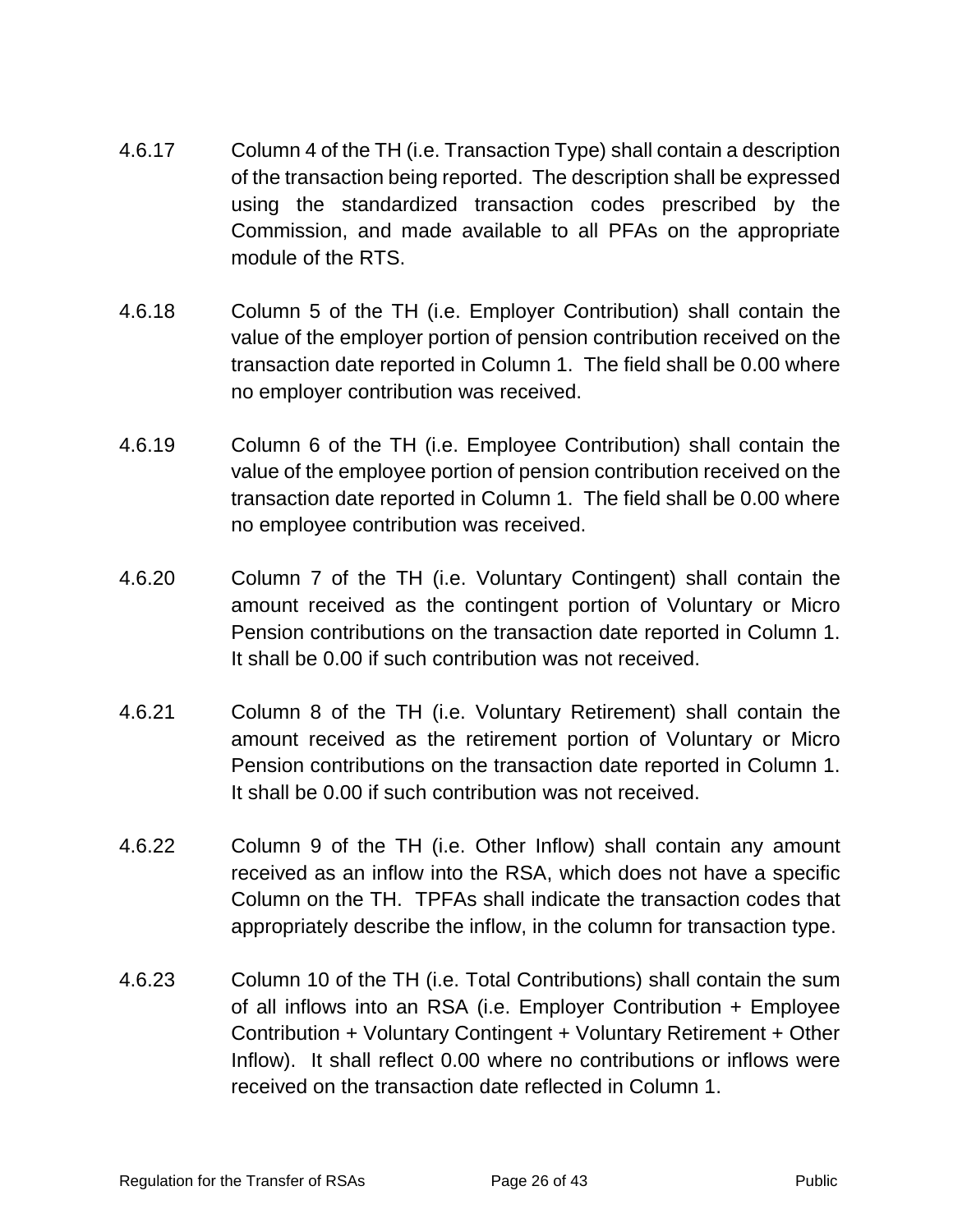4.6.17 Column 4 of the TH (i.e. Transaction Type) shall contain a description of the transaction being reported. The description shall be expressed using the standardized transaction codes prescribed by the Commission, and made available to all PFAs on the appropriate module of the RTS.

4.6.18 Column 5 of the TH (i.e. Employer Contribution) shall contain the value of the employer portion of pension contribution received on the transaction date reported in Column 1. The field shall be 0.00 where no employer contribution was received.

4.6.19 Column 6 of the TH (i.e. Employee Contribution) shall contain the value of the employee portion of pension contribution received on the transaction date reported in Column 1. The field shall be 0.00 where no employee contribution was received.

4.6.20 Column 7 of the TH (i.e. Voluntary Contingent) shall contain the amount received as the contingent portion of Voluntary or Micro Pension contributions on the transaction date reported in Column 1. It shall be 0.00 if such contribution was not received.

4.6.21 Column 8 of the TH (i.e. Voluntary Retirement) shall contain the amount received as the retirement portion of Voluntary or Micro Pension contributions on the transaction date reported in Column 1. It shall be 0.00 if such contribution was not received.

4.6.22 Column 9 of the TH (i.e. Other Inflow) shall contain any amount received as an inflow into the RSA, which does not have a specific Column on the TH. TPFAs shall indicate the transaction codes that appropriately describe the inflow, in the column for transaction type.

4.6.23 Column 10 of the TH (i.e. Total Contributions) shall contain the sum of all inflows into an RSA (i.e. Employer Contribution + Employee Contribution + Voluntary Contingent + Voluntary Retirement + Other Inflow). It shall reflect 0.00 where no contributions or inflows were received on the transaction date reflected in Column 1.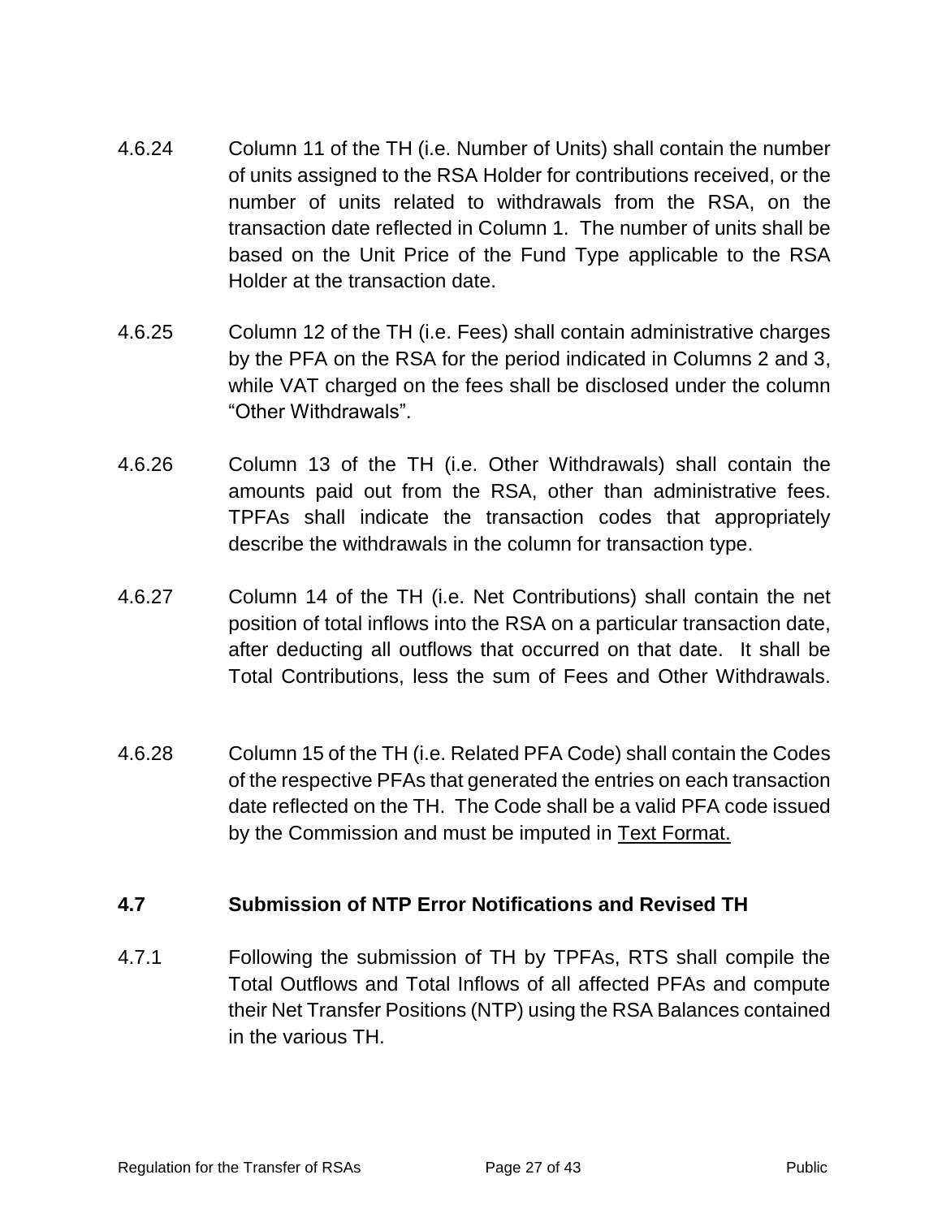4.6.24 Column 11 of the TH (i.e. Number of Units) shall contain the number of units assigned to the RSA Holder for contributions received, or the number of units related to withdrawals from the RSA, on the transaction date reflected in Column 1. The number of units shall be based on the Unit Price of the Fund Type applicable to the RSA Holder at the transaction date.

4.6.25 Column 12 of the TH (i.e. Fees) shall contain administrative charges by the PFA on the RSA for the period indicated in Columns 2 and 3, while VAT charged on the fees shall be disclosed under the column "Other Withdrawals".

4.6.26 Column 13 of the TH (i.e. Other Withdrawals) shall contain the amounts paid out from the RSA, other than administrative fees. TPFAs shall indicate the transaction codes that appropriately describe the withdrawals in the column for transaction type.

4.6.27 Column 14 of the TH (i.e. Net Contributions) shall contain the net position of total inflows into the RSA on a particular transaction date, after deducting all outflows that occurred on that date. It shall be Total Contributions, less the sum of Fees and Other Withdrawals.

4.6.28 Column 15 of the TH (i.e. Related PFA Code) shall contain the Codes of the respective PFAs that generated the entries on each transaction date reflected on the TH. The Code shall be a valid PFA code issued by the Commission and must be imputed in Text Format.

## 4.7 Submission of NTP Error Notifications and Revised TH

4.7.1 Following the submission of TH by TPFAs, RTS shall compile the Total Outflows and Total Inflows of all affected PFAs and compute their Net Transfer Positions (NTP) using the RSA Balances contained in the various TH.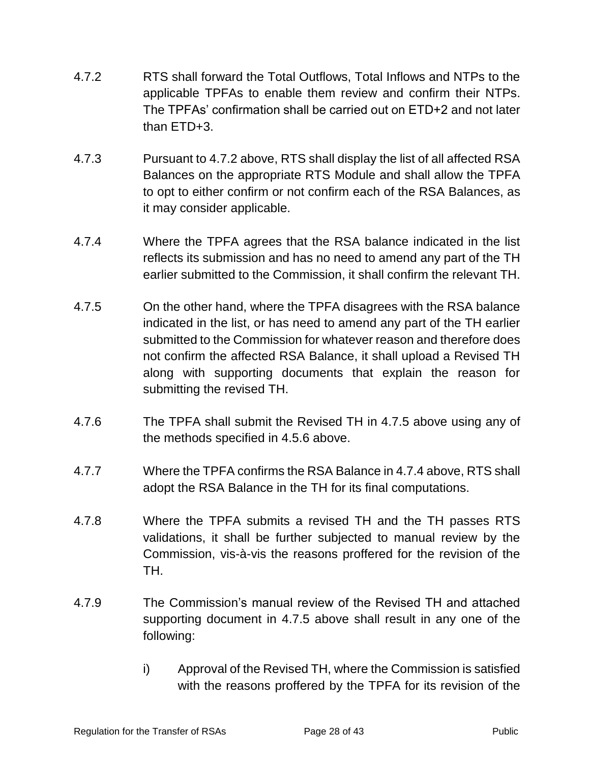4.7.2 RTS shall forward the Total Outflows, Total Inflows and NTPs to the applicable TPFAs to enable them review and confirm their NTPs. The TPFAs' confirmation shall be carried out on ETD+2 and not later than ETD+3.

4.7.3 Pursuant to 4.7.2 above, RTS shall display the list of all affected RSA Balances on the appropriate RTS Module and shall allow the TPFA to opt to either confirm or not confirm each of the RSA Balances, as it may consider applicable.

4.7.4 Where the TPFA agrees that the RSA balance indicated in the list reflects its submission and has no need to amend any part of the TH earlier submitted to the Commission, it shall confirm the relevant TH.

4.7.5 On the other hand, where the TPFA disagrees with the RSA balance indicated in the list, or has need to amend any part of the TH earlier submitted to the Commission for whatever reason and therefore does not confirm the affected RSA Balance, it shall upload a Revised TH along with supporting documents that explain the reason for submitting the revised TH.

4.7.6 The TPFA shall submit the Revised TH in 4.7.5 above using any of the methods specified in 4.5.6 above.

4.7.7 Where the TPFA confirms the RSA Balance in 4.7.4 above, RTS shall adopt the RSA Balance in the TH for its final computations.

4.7.8 Where the TPFA submits a revised TH and the TH passes RTS validations, it shall be further subjected to manual review by the Commission, vis-à-vis the reasons proffered for the revision of the TH.

4.7.9 The Commission's manual review of the Revised TH and attached supporting document in 4.7.5 above shall result in any one of the following:

i) Approval of the Revised TH, where the Commission is satisfied with the reasons proffered by the TPFA for its revision of the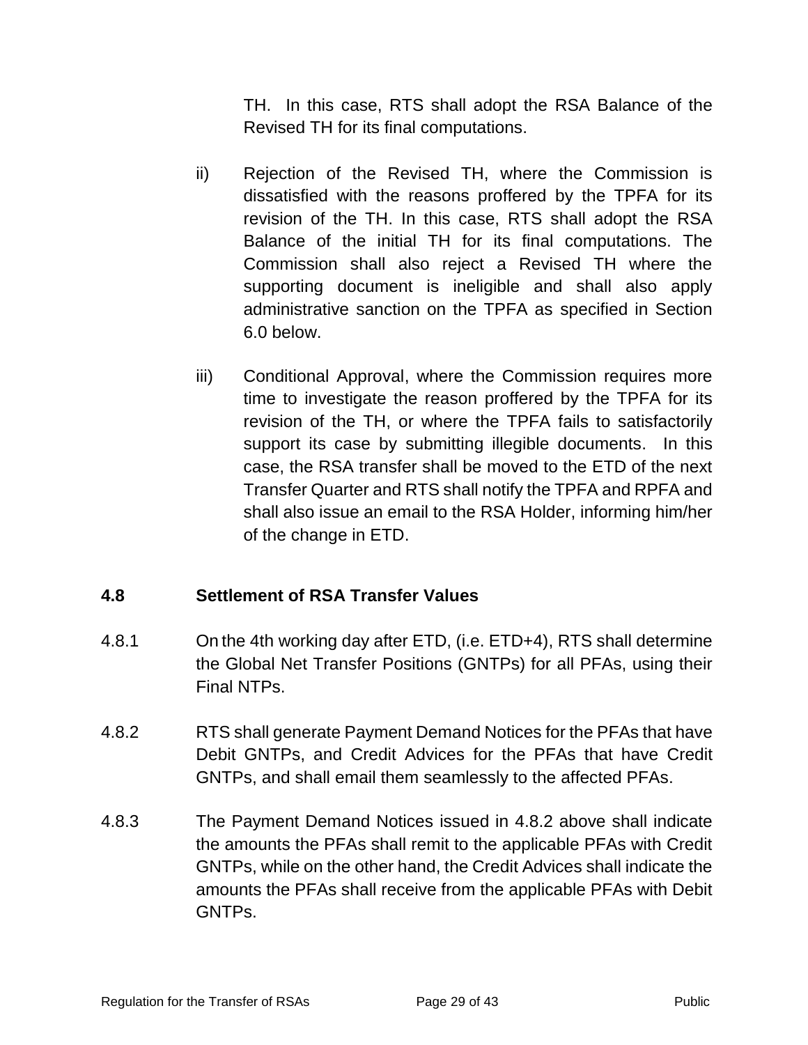TH. In this case, RTS shall adopt the RSA Balance of the Revised TH for its final computations.

ii) Rejection of the Revised TH, where the Commission is dissatisfied with the reasons proffered by the TPFA for its revision of the TH. In this case, RTS shall adopt the RSA Balance of the initial TH for its final computations. The Commission shall also reject a Revised TH where the supporting document is ineligible and shall also apply administrative sanction on the TPFA as specified in Section 6.0 below.

iii) Conditional Approval, where the Commission requires more time to investigate the reason proffered by the TPFA for its revision of the TH, or where the TPFA fails to satisfactorily support its case by submitting illegible documents. In this case, the RSA transfer shall be moved to the ETD of the next Transfer Quarter and RTS shall notify the TPFA and RPFA and shall also issue an email to the RSA Holder, informing him/her of the change in ETD.

## 4.8 Settlement of RSA Transfer Values

4.8.1 On the 4th working day after ETD, (i.e. ETD+4), RTS shall determine the Global Net Transfer Positions (GNTPs) for all PFAs, using their Final NTPs.

4.8.2 RTS shall generate Payment Demand Notices for the PFAs that have Debit GNTPs, and Credit Advices for the PFAs that have Credit GNTPs, and shall email them seamlessly to the affected PFAs.

4.8.3 The Payment Demand Notices issued in 4.8.2 above shall indicate the amounts the PFAs shall remit to the applicable PFAs with Credit GNTPs, while on the other hand, the Credit Advices shall indicate the amounts the PFAs shall receive from the applicable PFAs with Debit GNTPs.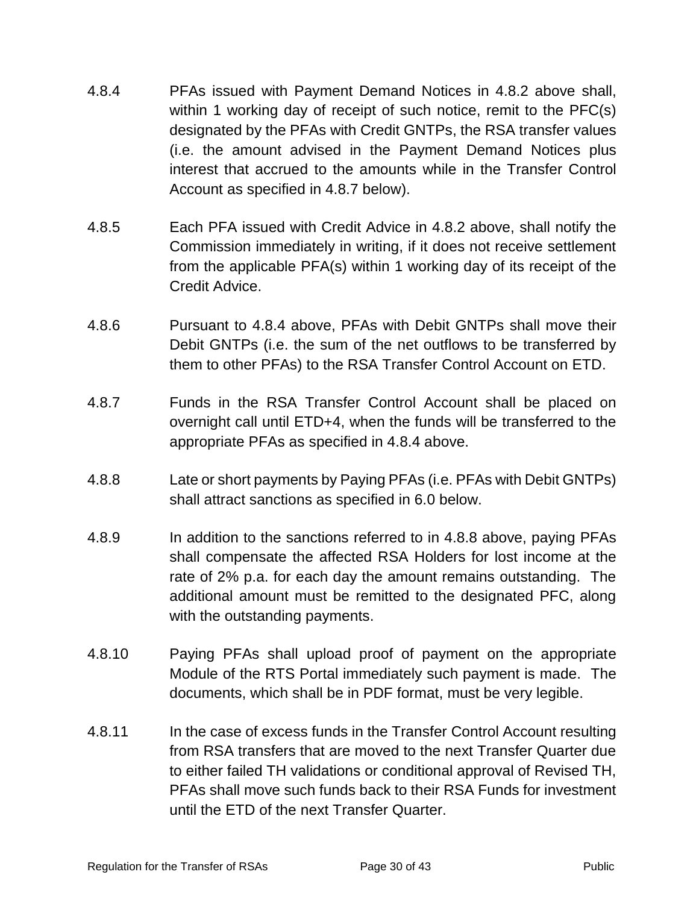4.8.4 PFAs issued with Payment Demand Notices in 4.8.2 above shall, within 1 working day of receipt of such notice, remit to the PFC(s) designated by the PFAs with Credit GNTPs, the RSA transfer values (i.e. the amount advised in the Payment Demand Notices plus interest that accrued to the amounts while in the Transfer Control Account as specified in 4.8.7 below).

4.8.5 Each PFA issued with Credit Advice in 4.8.2 above, shall notify the Commission immediately in writing, if it does not receive settlement from the applicable PFA(s) within 1 working day of its receipt of the Credit Advice.

4.8.6 Pursuant to 4.8.4 above, PFAs with Debit GNTPs shall move their Debit GNTPs (i.e. the sum of the net outflows to be transferred by them to other PFAs) to the RSA Transfer Control Account on ETD.

4.8.7 Funds in the RSA Transfer Control Account shall be placed on overnight call until ETD+4, when the funds will be transferred to the appropriate PFAs as specified in 4.8.4 above.

4.8.8 Late or short payments by Paying PFAs (i.e. PFAs with Debit GNTPs) shall attract sanctions as specified in 6.0 below.

4.8.9 In addition to the sanctions referred to in 4.8.8 above, paying PFAs shall compensate the affected RSA Holders for lost income at the rate of 2% p.a. for each day the amount remains outstanding. The additional amount must be remitted to the designated PFC, along with the outstanding payments.

4.8.10 Paying PFAs shall upload proof of payment on the appropriate Module of the RTS Portal immediately such payment is made. The documents, which shall be in PDF format, must be very legible.

4.8.11 In the case of excess funds in the Transfer Control Account resulting from RSA transfers that are moved to the next Transfer Quarter due to either failed TH validations or conditional approval of Revised TH, PFAs shall move such funds back to their RSA Funds for investment until the ETD of the next Transfer Quarter.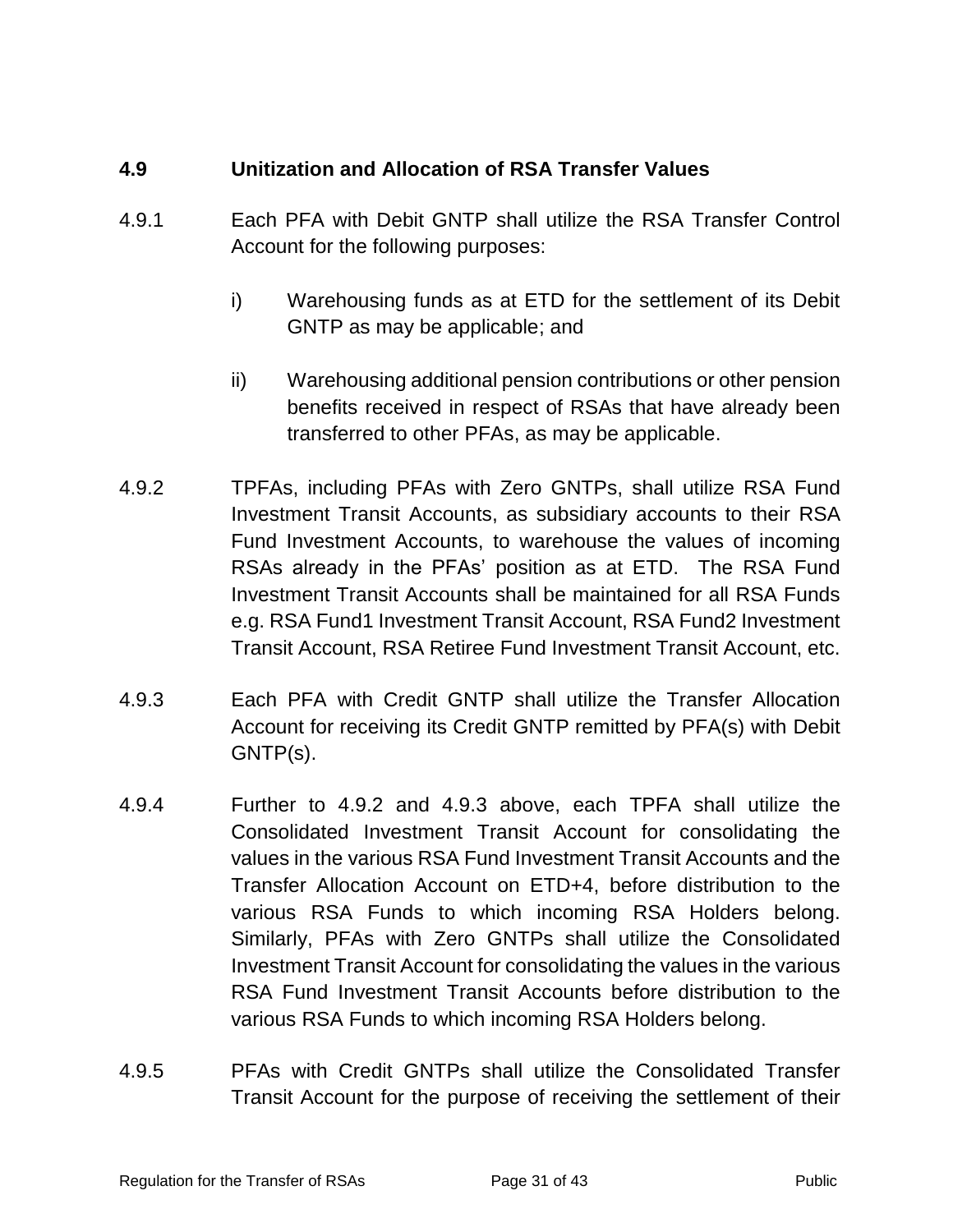### 4.9 Unitization and Allocation of RSA Transfer Values

4.9.1 Each PFA with Debit GNTP shall utilize the RSA Transfer Control Account for the following purposes:

i) Warehousing funds as at ETD for the settlement of its Debit GNTP as may be applicable; and

ii) Warehousing additional pension contributions or other pension benefits received in respect of RSAs that have already been transferred to other PFAs, as may be applicable.

4.9.2 TPFAs, including PFAs with Zero GNTPs, shall utilize RSA Fund Investment Transit Accounts, as subsidiary accounts to their RSA Fund Investment Accounts, to warehouse the values of incoming RSAs already in the PFAs' position as at ETD. The RSA Fund Investment Transit Accounts shall be maintained for all RSA Funds e.g. RSA Fund1 Investment Transit Account, RSA Fund2 Investment Transit Account, RSA Retiree Fund Investment Transit Account, etc.

4.9.3 Each PFA with Credit GNTP shall utilize the Transfer Allocation Account for receiving its Credit GNTP remitted by PFA(s) with Debit GNTP(s).

4.9.4 Further to 4.9.2 and 4.9.3 above, each TPFA shall utilize the Consolidated Investment Transit Account for consolidating the values in the various RSA Fund Investment Transit Accounts and the Transfer Allocation Account on ETD+4, before distribution to the various RSA Funds to which incoming RSA Holders belong. Similarly, PFAs with Zero GNTPs shall utilize the Consolidated Investment Transit Account for consolidating the values in the various RSA Fund Investment Transit Accounts before distribution to the various RSA Funds to which incoming RSA Holders belong.

4.9.5 PFAs with Credit GNTPs shall utilize the Consolidated Transfer Transit Account for the purpose of receiving the settlement of their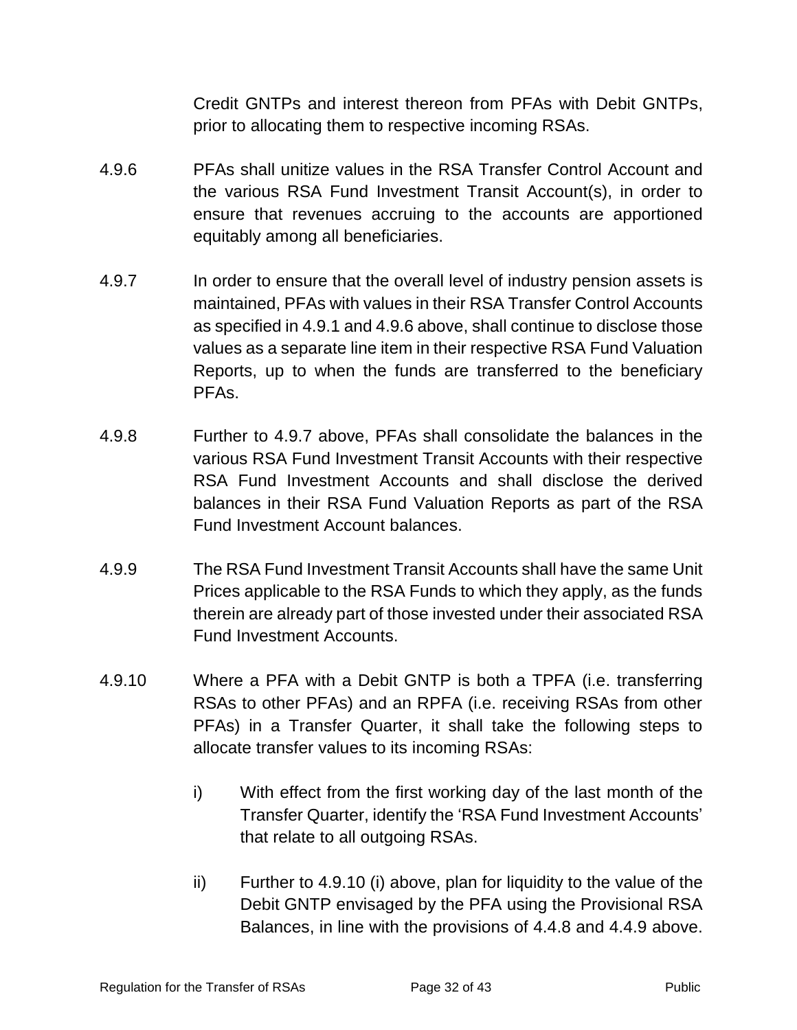Credit GNTPs and interest thereon from PFAs with Debit GNTPs, prior to allocating them to respective incoming RSAs.

4.9.6 PFAs shall unitize values in the RSA Transfer Control Account and the various RSA Fund Investment Transit Account(s), in order to ensure that revenues accruing to the accounts are apportioned equitably among all beneficiaries.

4.9.7 In order to ensure that the overall level of industry pension assets is maintained, PFAs with values in their RSA Transfer Control Accounts as specified in 4.9.1 and 4.9.6 above, shall continue to disclose those values as a separate line item in their respective RSA Fund Valuation Reports, up to when the funds are transferred to the beneficiary PFAs.

4.9.8 Further to 4.9.7 above, PFAs shall consolidate the balances in the various RSA Fund Investment Transit Accounts with their respective RSA Fund Investment Accounts and shall disclose the derived balances in their RSA Fund Valuation Reports as part of the RSA Fund Investment Account balances.

4.9.9 The RSA Fund Investment Transit Accounts shall have the same Unit Prices applicable to the RSA Funds to which they apply, as the funds therein are already part of those invested under their associated RSA Fund Investment Accounts.

4.9.10 Where a PFA with a Debit GNTP is both a TPFA (i.e. transferring RSAs to other PFAs) and an RPFA (i.e. receiving RSAs from other PFAs) in a Transfer Quarter, it shall take the following steps to allocate transfer values to its incoming RSAs:

i) With effect from the first working day of the last month of the Transfer Quarter, identify the 'RSA Fund Investment Accounts' that relate to all outgoing RSAs.

ii) Further to 4.9.10 (i) above, plan for liquidity to the value of the Debit GNTP envisaged by the PFA using the Provisional RSA Balances, in line with the provisions of 4.4.8 and 4.4.9 above.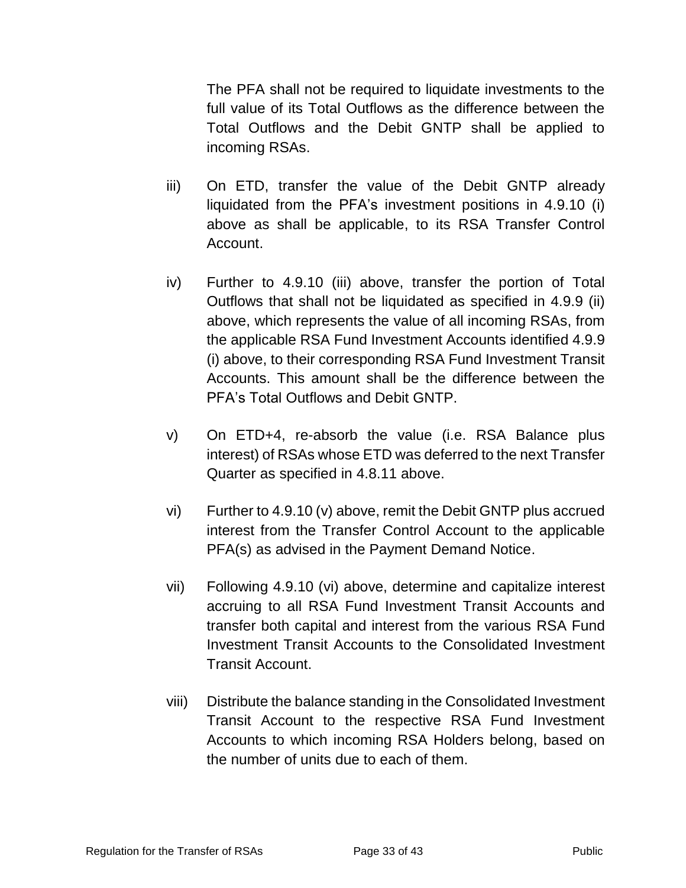The PFA shall not be required to liquidate investments to the full value of its Total Outflows as the difference between the Total Outflows and the Debit GNTP shall be applied to incoming RSAs.

iii) On ETD, transfer the value of the Debit GNTP already liquidated from the PFA's investment positions in 4.9.10 (i) above as shall be applicable, to its RSA Transfer Control Account.

iv) Further to 4.9.10 (iii) above, transfer the portion of Total Outflows that shall not be liquidated as specified in 4.9.9 (ii) above, which represents the value of all incoming RSAs, from the applicable RSA Fund Investment Accounts identified 4.9.9 (i) above, to their corresponding RSA Fund Investment Transit Accounts. This amount shall be the difference between the PFA's Total Outflows and Debit GNTP.

v) On ETD+4, re-absorb the value (i.e. RSA Balance plus interest) of RSAs whose ETD was deferred to the next Transfer Quarter as specified in 4.8.11 above.

vi) Further to 4.9.10 (v) above, remit the Debit GNTP plus accrued interest from the Transfer Control Account to the applicable PFA(s) as advised in the Payment Demand Notice.

vii) Following 4.9.10 (vi) above, determine and capitalize interest accruing to all RSA Fund Investment Transit Accounts and transfer both capital and interest from the various RSA Fund Investment Transit Accounts to the Consolidated Investment Transit Account.

viii) Distribute the balance standing in the Consolidated Investment Transit Account to the respective RSA Fund Investment Accounts to which incoming RSA Holders belong, based on the number of units due to each of them.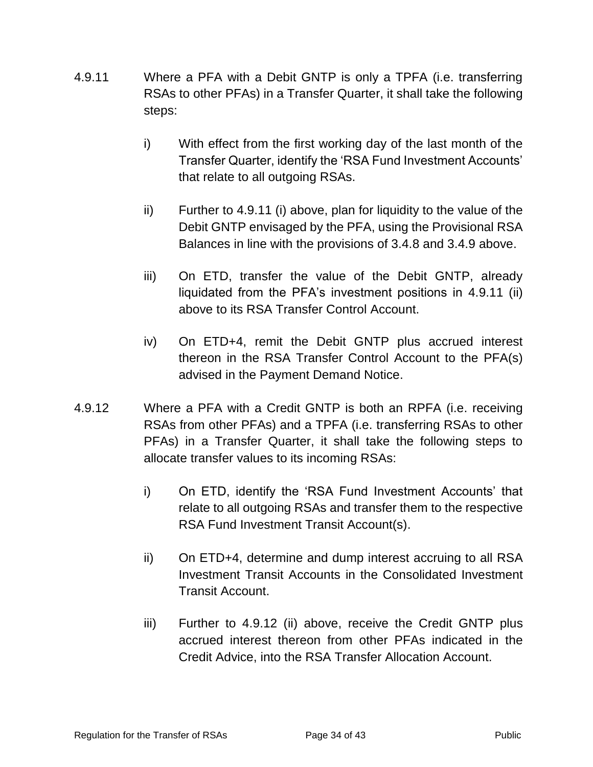4.9.11 Where a PFA with a Debit GNTP is only a TPFA (i.e. transferring RSAs to other PFAs) in a Transfer Quarter, it shall take the following steps:

i) With effect from the first working day of the last month of the Transfer Quarter, identify the 'RSA Fund Investment Accounts' that relate to all outgoing RSAs.

ii) Further to 4.9.11 (i) above, plan for liquidity to the value of the Debit GNTP envisaged by the PFA, using the Provisional RSA Balances in line with the provisions of 3.4.8 and 3.4.9 above.

iii) On ETD, transfer the value of the Debit GNTP, already liquidated from the PFA's investment positions in 4.9.11 (ii) above to its RSA Transfer Control Account.

iv) On ETD+4, remit the Debit GNTP plus accrued interest thereon in the RSA Transfer Control Account to the PFA(s) advised in the Payment Demand Notice.

4.9.12 Where a PFA with a Credit GNTP is both an RPFA (i.e. receiving RSAs from other PFAs) and a TPFA (i.e. transferring RSAs to other PFAs) in a Transfer Quarter, it shall take the following steps to allocate transfer values to its incoming RSAs:

i) On ETD, identify the 'RSA Fund Investment Accounts' that relate to all outgoing RSAs and transfer them to the respective RSA Fund Investment Transit Account(s).

ii) On ETD+4, determine and dump interest accruing to all RSA Investment Transit Accounts in the Consolidated Investment Transit Account.

iii) Further to 4.9.12 (ii) above, receive the Credit GNTP plus accrued interest thereon from other PFAs indicated in the Credit Advice, into the RSA Transfer Allocation Account.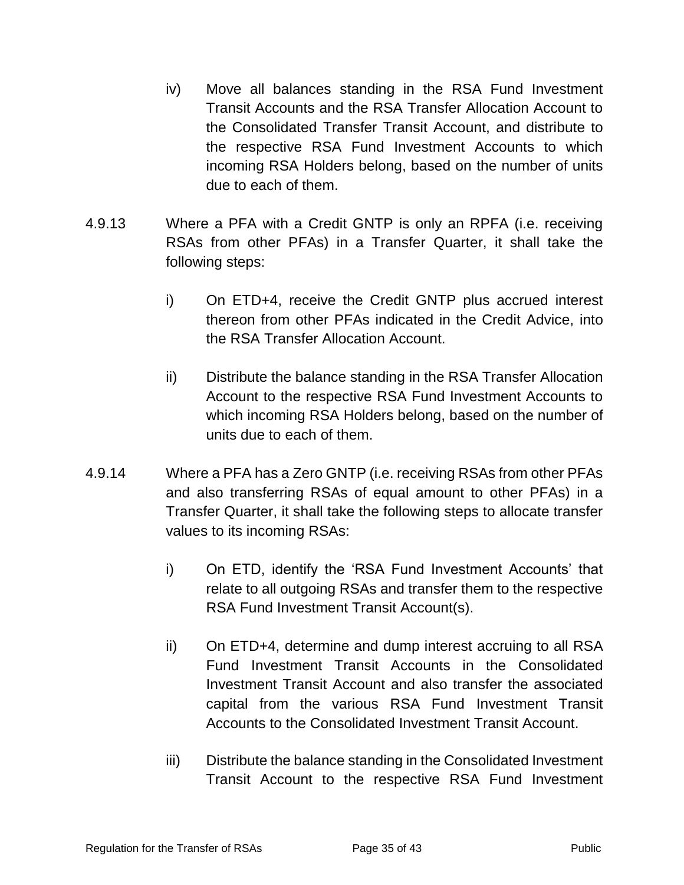iv) Move all balances standing in the RSA Fund Investment Transit Accounts and the RSA Transfer Allocation Account to the Consolidated Transfer Transit Account, and distribute to the respective RSA Fund Investment Accounts to which incoming RSA Holders belong, based on the number of units due to each of them.

4.9.13 Where a PFA with a Credit GNTP is only an RPFA (i.e. receiving RSAs from other PFAs) in a Transfer Quarter, it shall take the following steps:

i) On ETD+4, receive the Credit GNTP plus accrued interest thereon from other PFAs indicated in the Credit Advice, into the RSA Transfer Allocation Account.

ii) Distribute the balance standing in the RSA Transfer Allocation Account to the respective RSA Fund Investment Accounts to which incoming RSA Holders belong, based on the number of units due to each of them.

4.9.14 Where a PFA has a Zero GNTP (i.e. receiving RSAs from other PFAs and also transferring RSAs of equal amount to other PFAs) in a Transfer Quarter, it shall take the following steps to allocate transfer values to its incoming RSAs:

i) On ETD, identify the 'RSA Fund Investment Accounts' that relate to all outgoing RSAs and transfer them to the respective RSA Fund Investment Transit Account(s).

ii) On ETD+4, determine and dump interest accruing to all RSA Fund Investment Transit Accounts in the Consolidated Investment Transit Account and also transfer the associated capital from the various RSA Fund Investment Transit Accounts to the Consolidated Investment Transit Account.

iii) Distribute the balance standing in the Consolidated Investment Transit Account to the respective RSA Fund Investment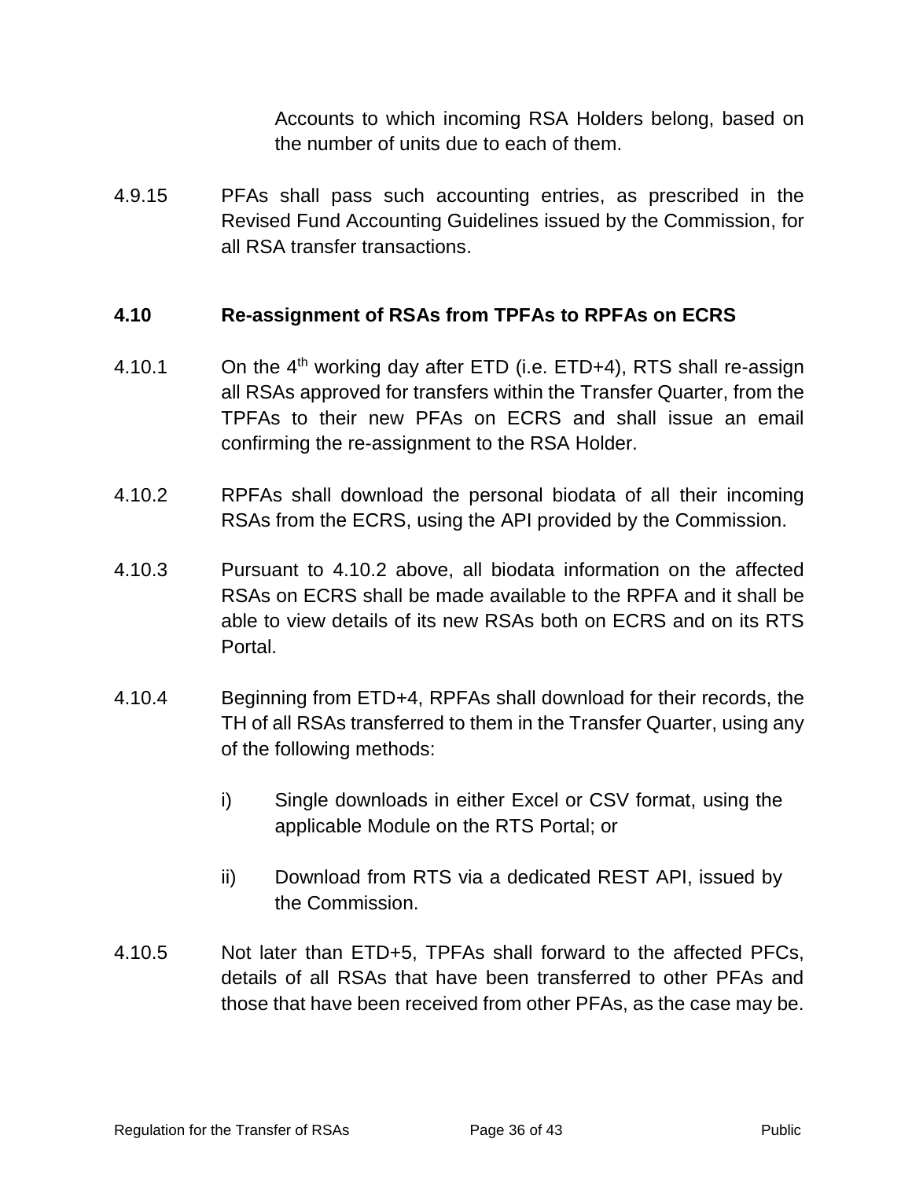Accounts to which incoming RSA Holders belong, based on the number of units due to each of them.

4.9.15 PFAs shall pass such accounting entries, as prescribed in the Revised Fund Accounting Guidelines issued by the Commission, for all RSA transfer transactions.

### 4.10 Re-assignment of RSAs from TPFAs to RPFAs on ECRS

4.10.1 On the 4th working day after ETD (i.e. ETD+4), RTS shall re-assign all RSAs approved for transfers within the Transfer Quarter, from the TPFAs to their new PFAs on ECRS and shall issue an email confirming the re-assignment to the RSA Holder.

4.10.2 RPFAs shall download the personal biodata of all their incoming RSAs from the ECRS, using the API provided by the Commission.

4.10.3 Pursuant to 4.10.2 above, all biodata information on the affected RSAs on ECRS shall be made available to the RPFA and it shall be able to view details of its new RSAs both on ECRS and on its RTS Portal.

4.10.4 Beginning from ETD+4, RPFAs shall download for their records, the TH of all RSAs transferred to them in the Transfer Quarter, using any of the following methods:

i) Single downloads in either Excel or CSV format, using the applicable Module on the RTS Portal; or

ii) Download from RTS via a dedicated REST API, issued by the Commission.

4.10.5 Not later than ETD+5, TPFAs shall forward to the affected PFCs, details of all RSAs that have been transferred to other PFAs and those that have been received from other PFAs, as the case may be.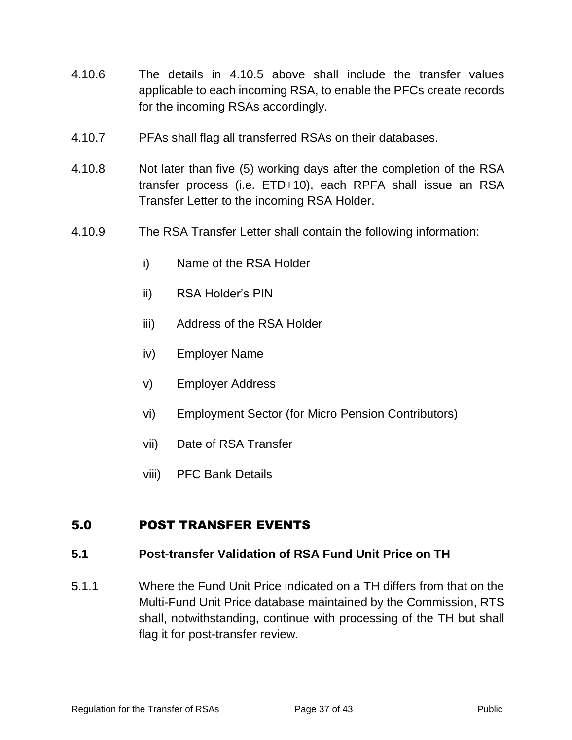4.10.6 The details in 4.10.5 above shall include the transfer values applicable to each incoming RSA, to enable the PFCs create records for the incoming RSAs accordingly.

4.10.7 PFAs shall flag all transferred RSAs on their databases.

4.10.8 Not later than five (5) working days after the completion of the RSA transfer process (i.e. ETD+10), each RPFA shall issue an RSA Transfer Letter to the incoming RSA Holder.

4.10.9 The RSA Transfer Letter shall contain the following information:

i) Name of the RSA Holder

ii) RSA Holder's PIN

iii) Address of the RSA Holder

iv) Employer Name

v) Employer Address

vi) Employment Sector (for Micro Pension Contributors)

vii) Date of RSA Transfer

viii) PFC Bank Details

## 5.0 POST TRANSFER EVENTS

### 5.1 Post-transfer Validation of RSA Fund Unit Price on TH

5.1.1 Where the Fund Unit Price indicated on a TH differs from that on the Multi-Fund Unit Price database maintained by the Commission, RTS shall, notwithstanding, continue with processing of the TH but shall flag it for post-transfer review.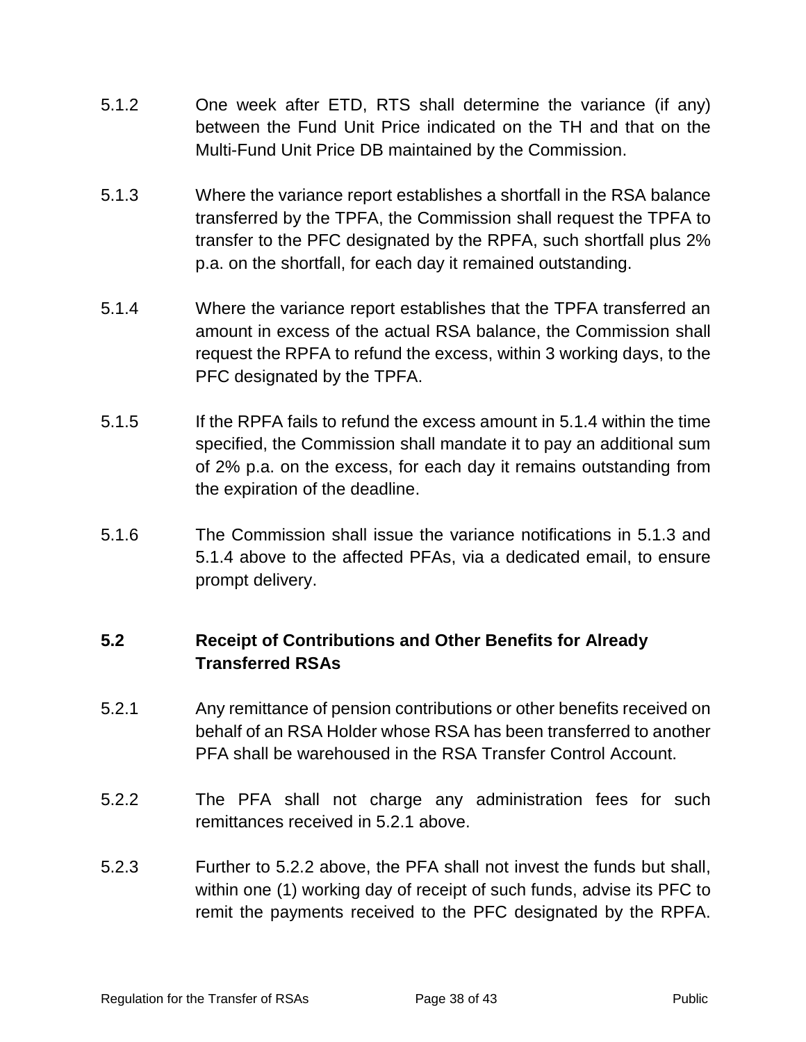5.1.2 One week after ETD, RTS shall determine the variance (if any) between the Fund Unit Price indicated on the TH and that on the Multi-Fund Unit Price DB maintained by the Commission.

5.1.3 Where the variance report establishes a shortfall in the RSA balance transferred by the TPFA, the Commission shall request the TPFA to transfer to the PFC designated by the RPFA, such shortfall plus 2% p.a. on the shortfall, for each day it remained outstanding.

5.1.4 Where the variance report establishes that the TPFA transferred an amount in excess of the actual RSA balance, the Commission shall request the RPFA to refund the excess, within 3 working days, to the PFC designated by the TPFA.

5.1.5 If the RPFA fails to refund the excess amount in 5.1.4 within the time specified, the Commission shall mandate it to pay an additional sum of 2% p.a. on the excess, for each day it remains outstanding from the expiration of the deadline.

5.1.6 The Commission shall issue the variance notifications in 5.1.3 and 5.1.4 above to the affected PFAs, via a dedicated email, to ensure prompt delivery.

**5.2 Receipt of Contributions and Other Benefits for Already Transferred RSAs**

5.2.1 Any remittance of pension contributions or other benefits received on behalf of an RSA Holder whose RSA has been transferred to another PFA shall be warehoused in the RSA Transfer Control Account.

5.2.2 The PFA shall not charge any administration fees for such remittances received in 5.2.1 above.

5.2.3 Further to 5.2.2 above, the PFA shall not invest the funds but shall, within one (1) working day of receipt of such funds, advise its PFC to remit the payments received to the PFC designated by the RPFA.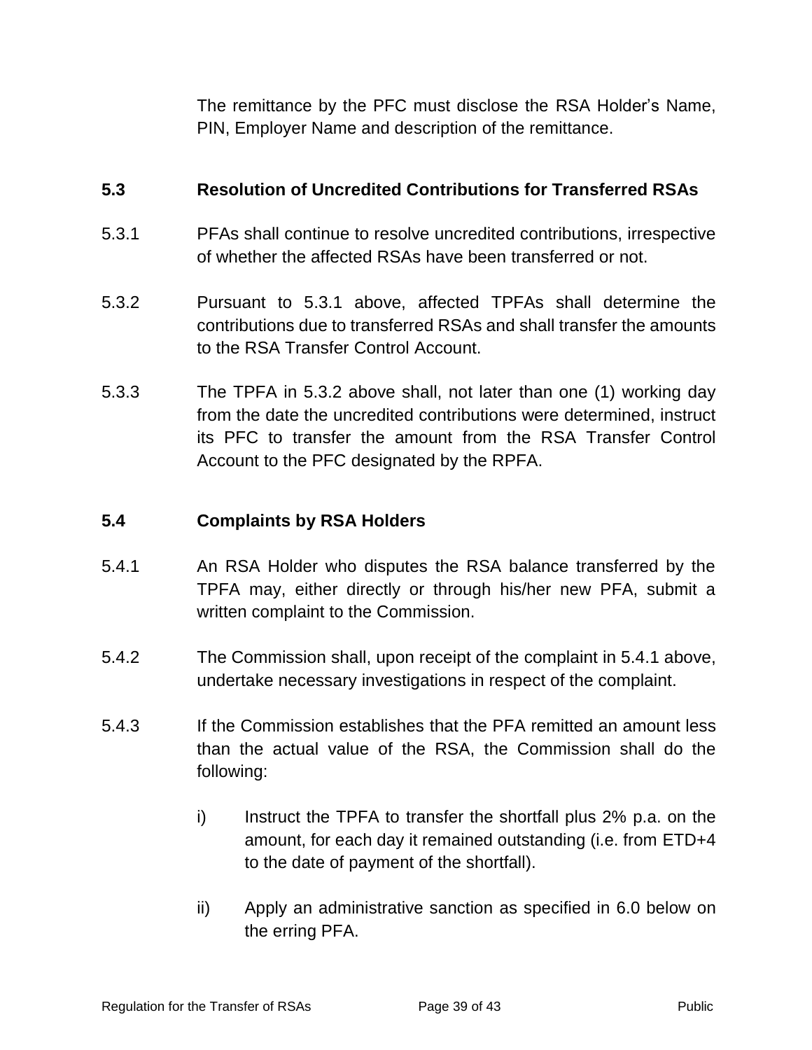The remittance by the PFC must disclose the RSA Holder's Name, PIN, Employer Name and description of the remittance.

### 5.3 Resolution of Uncredited Contributions for Transferred RSAs

5.3.1 PFAs shall continue to resolve uncredited contributions, irrespective of whether the affected RSAs have been transferred or not.

5.3.2 Pursuant to 5.3.1 above, affected TPFAs shall determine the contributions due to transferred RSAs and shall transfer the amounts to the RSA Transfer Control Account.

5.3.3 The TPFA in 5.3.2 above shall, not later than one (1) working day from the date the uncredited contributions were determined, instruct its PFC to transfer the amount from the RSA Transfer Control Account to the PFC designated by the RPFA.

### 5.4 Complaints by RSA Holders

5.4.1 An RSA Holder who disputes the RSA balance transferred by the TPFA may, either directly or through his/her new PFA, submit a written complaint to the Commission.

5.4.2 The Commission shall, upon receipt of the complaint in 5.4.1 above, undertake necessary investigations in respect of the complaint.

5.4.3 If the Commission establishes that the PFA remitted an amount less than the actual value of the RSA, the Commission shall do the following:

i) Instruct the TPFA to transfer the shortfall plus 2% p.a. on the amount, for each day it remained outstanding (i.e. from ETD+4 to the date of payment of the shortfall).

ii) Apply an administrative sanction as specified in 6.0 below on the erring PFA.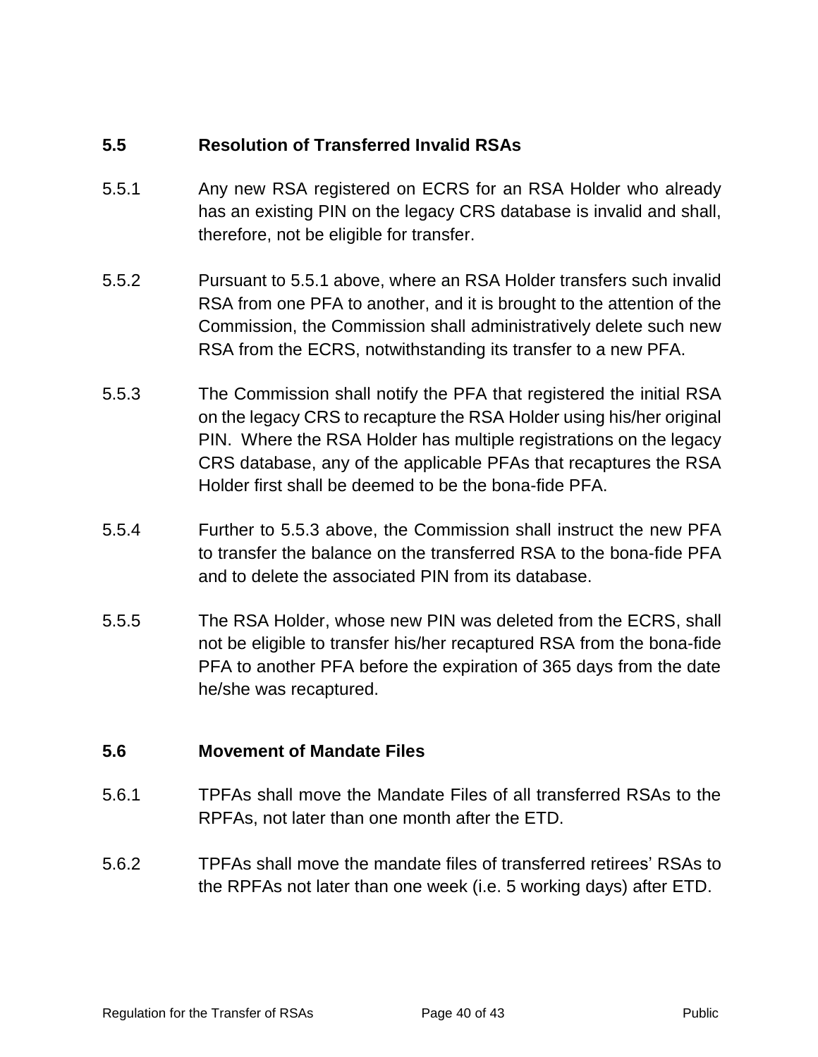## 5.5 Resolution of Transferred Invalid RSAs

5.5.1 Any new RSA registered on ECRS for an RSA Holder who already has an existing PIN on the legacy CRS database is invalid and shall, therefore, not be eligible for transfer.

5.5.2 Pursuant to 5.5.1 above, where an RSA Holder transfers such invalid RSA from one PFA to another, and it is brought to the attention of the Commission, the Commission shall administratively delete such new RSA from the ECRS, notwithstanding its transfer to a new PFA.

5.5.3 The Commission shall notify the PFA that registered the initial RSA on the legacy CRS to recapture the RSA Holder using his/her original PIN. Where the RSA Holder has multiple registrations on the legacy CRS database, any of the applicable PFAs that recaptures the RSA Holder first shall be deemed to be the bona-fide PFA.

5.5.4 Further to 5.5.3 above, the Commission shall instruct the new PFA to transfer the balance on the transferred RSA to the bona-fide PFA and to delete the associated PIN from its database.

5.5.5 The RSA Holder, whose new PIN was deleted from the ECRS, shall not be eligible to transfer his/her recaptured RSA from the bona-fide PFA to another PFA before the expiration of 365 days from the date he/she was recaptured.

## 5.6 Movement of Mandate Files

5.6.1 TPFAs shall move the Mandate Files of all transferred RSAs to the RPFAs, not later than one month after the ETD.

5.6.2 TPFAs shall move the mandate files of transferred retirees' RSAs to the RPFAs not later than one week (i.e. 5 working days) after ETD.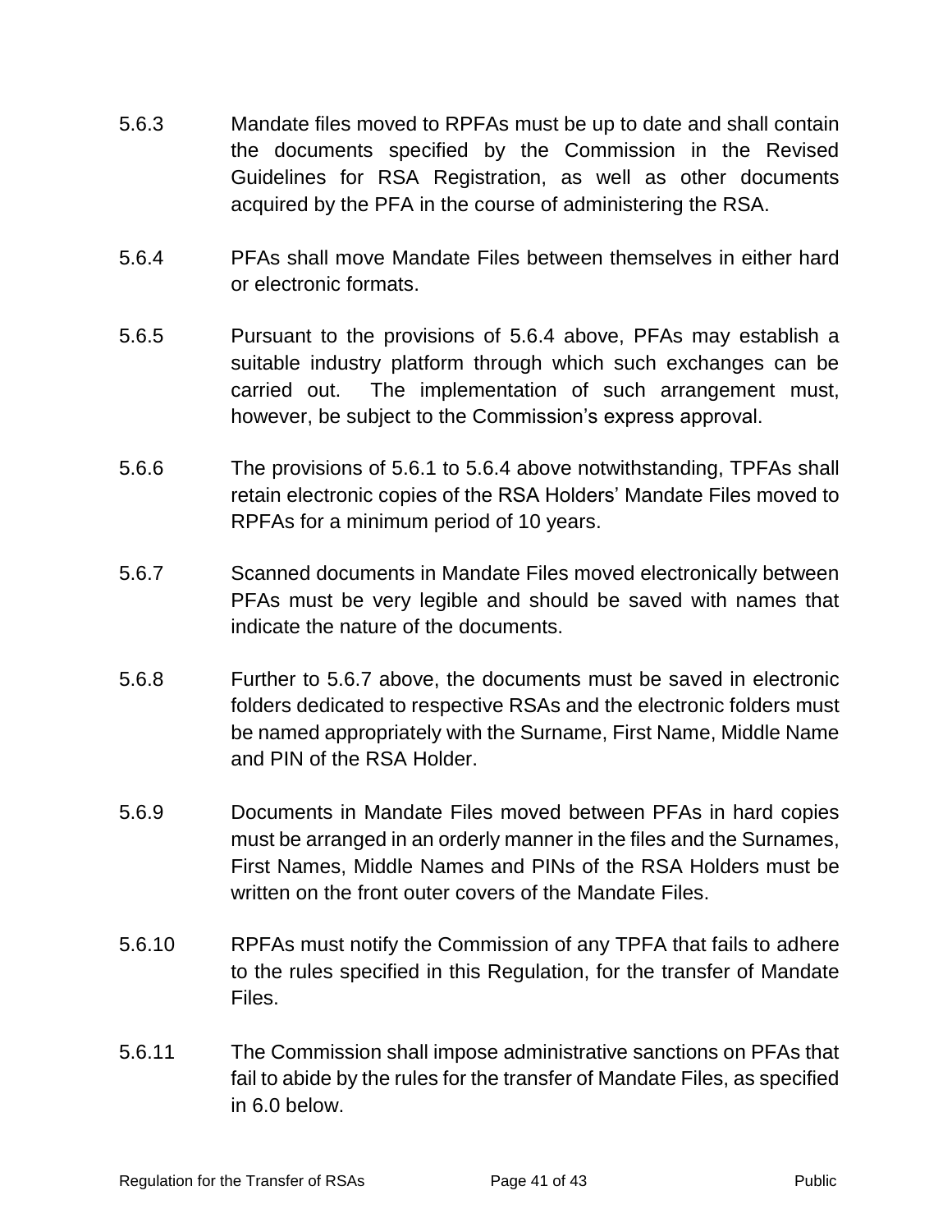5.6.3 Mandate files moved to RPFAs must be up to date and shall contain the documents specified by the Commission in the Revised Guidelines for RSA Registration, as well as other documents acquired by the PFA in the course of administering the RSA.

5.6.4 PFAs shall move Mandate Files between themselves in either hard or electronic formats.

5.6.5 Pursuant to the provisions of 5.6.4 above, PFAs may establish a suitable industry platform through which such exchanges can be carried out. The implementation of such arrangement must, however, be subject to the Commission's express approval.

5.6.6 The provisions of 5.6.1 to 5.6.4 above notwithstanding, TPFAs shall retain electronic copies of the RSA Holders' Mandate Files moved to RPFAs for a minimum period of 10 years.

5.6.7 Scanned documents in Mandate Files moved electronically between PFAs must be very legible and should be saved with names that indicate the nature of the documents.

5.6.8 Further to 5.6.7 above, the documents must be saved in electronic folders dedicated to respective RSAs and the electronic folders must be named appropriately with the Surname, First Name, Middle Name and PIN of the RSA Holder.

5.6.9 Documents in Mandate Files moved between PFAs in hard copies must be arranged in an orderly manner in the files and the Surnames, First Names, Middle Names and PINs of the RSA Holders must be written on the front outer covers of the Mandate Files.

5.6.10 RPFAs must notify the Commission of any TPFA that fails to adhere to the rules specified in this Regulation, for the transfer of Mandate Files.

5.6.11 The Commission shall impose administrative sanctions on PFAs that fail to abide by the rules for the transfer of Mandate Files, as specified in 6.0 below.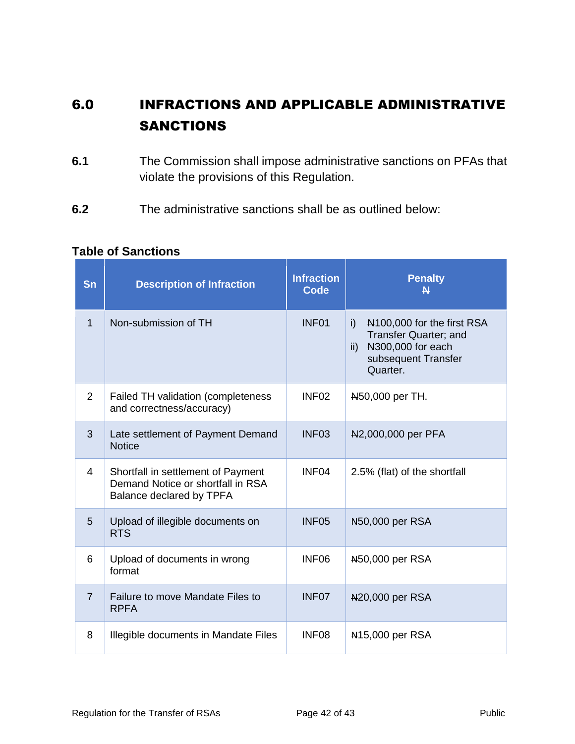# 6.0 INFRACTIONS AND APPLICABLE ADMINISTRATIVE SANCTIONS

**6.1** The Commission shall impose administrative sanctions on PFAs that violate the provisions of this Regulation.

**6.2** The administrative sanctions shall be as outlined below:

**Table of Sanctions**

| Sn | Description of Infraction | Infraction Code | Penalty ₦ |
|---|---|---|---|
| 1 | Non-submission of TH | INF01 | i) ₦100,000 for the first RSA Transfer Quarter; and<br>ii) ₦300,000 for each subsequent Transfer Quarter. |
| 2 | Failed TH validation (completeness and correctness/accuracy) | INF02 | ₦50,000 per TH. |
| 3 | Late settlement of Payment Demand Notice | INF03 | ₦2,000,000 per PFA |
| 4 | Shortfall in settlement of Payment Demand Notice or shortfall in RSA Balance declared by TPFA | INF04 | 2.5% (flat) of the shortfall |
| 5 | Upload of illegible documents on RTS | INF05 | ₦50,000 per RSA |
| 6 | Upload of documents in wrong format | INF06 | ₦50,000 per RSA |
| 7 | Failure to move Mandate Files to RPFA | INF07 | ₦20,000 per RSA |
| 8 | Illegible documents in Mandate Files | INF08 | ₦15,000 per RSA |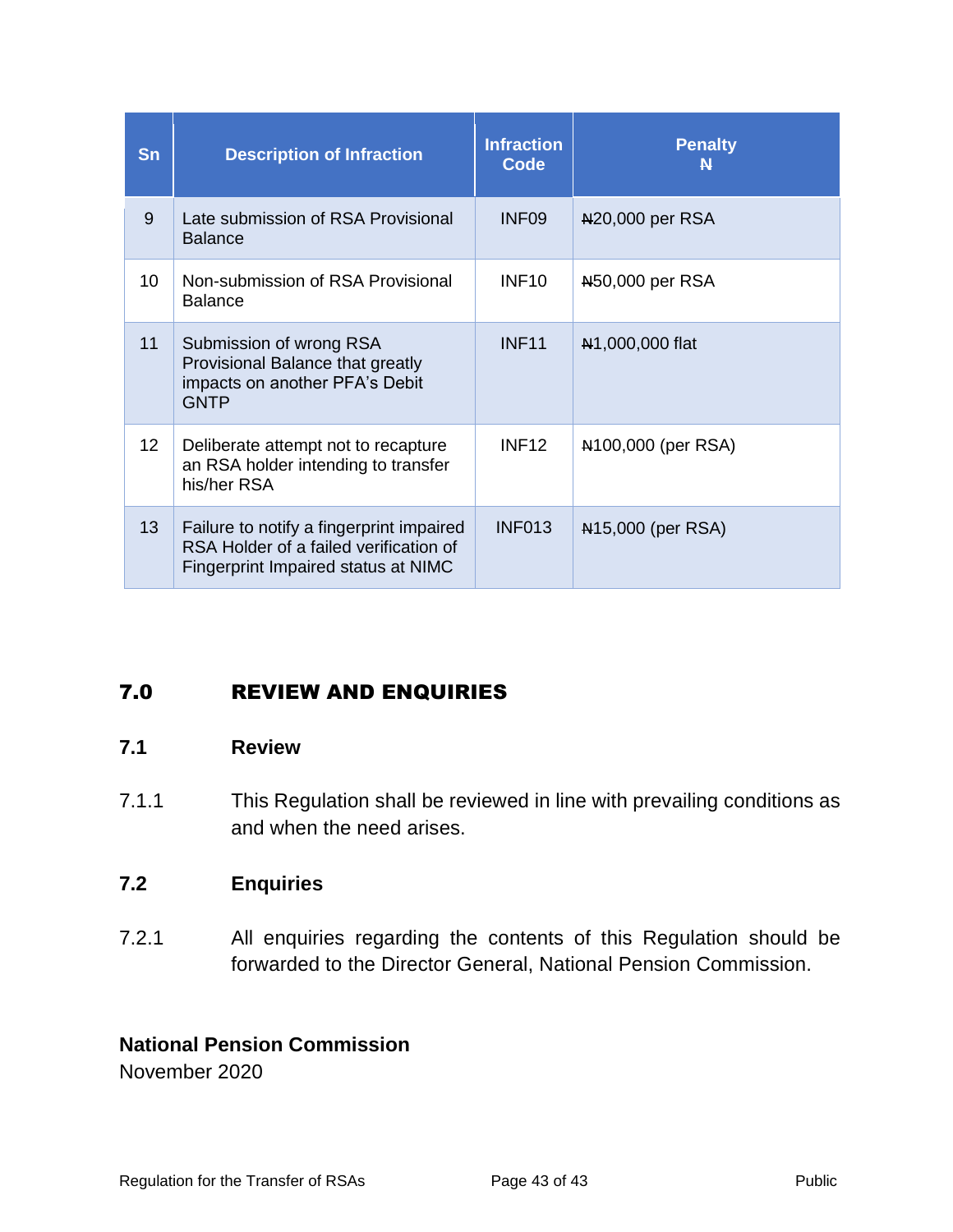| Sn | Description of Infraction | Infraction Code | Penalty ₦ |
|---|---|---|---|
| 9 | Late submission of RSA Provisional Balance | INF09 | ₦20,000 per RSA |
| 10 | Non-submission of RSA Provisional Balance | INF10 | ₦50,000 per RSA |
| 11 | Submission of wrong RSA Provisional Balance that greatly impacts on another PFA's Debit GNTP | INF11 | ₦1,000,000 flat |
| 12 | Deliberate attempt not to recapture an RSA holder intending to transfer his/her RSA | INF12 | ₦100,000 (per RSA) |
| 13 | Failure to notify a fingerprint impaired RSA Holder of a failed verification of Fingerprint Impaired status at NIMC | INF013 | ₦15,000 (per RSA) |

## 7.0 REVIEW AND ENQUIRIES

### 7.1 Review

7.1.1 This Regulation shall be reviewed in line with prevailing conditions as and when the need arises.

### 7.2 Enquiries

7.2.1 All enquiries regarding the contents of this Regulation should be forwarded to the Director General, National Pension Commission.

**National Pension Commission**
November 2020